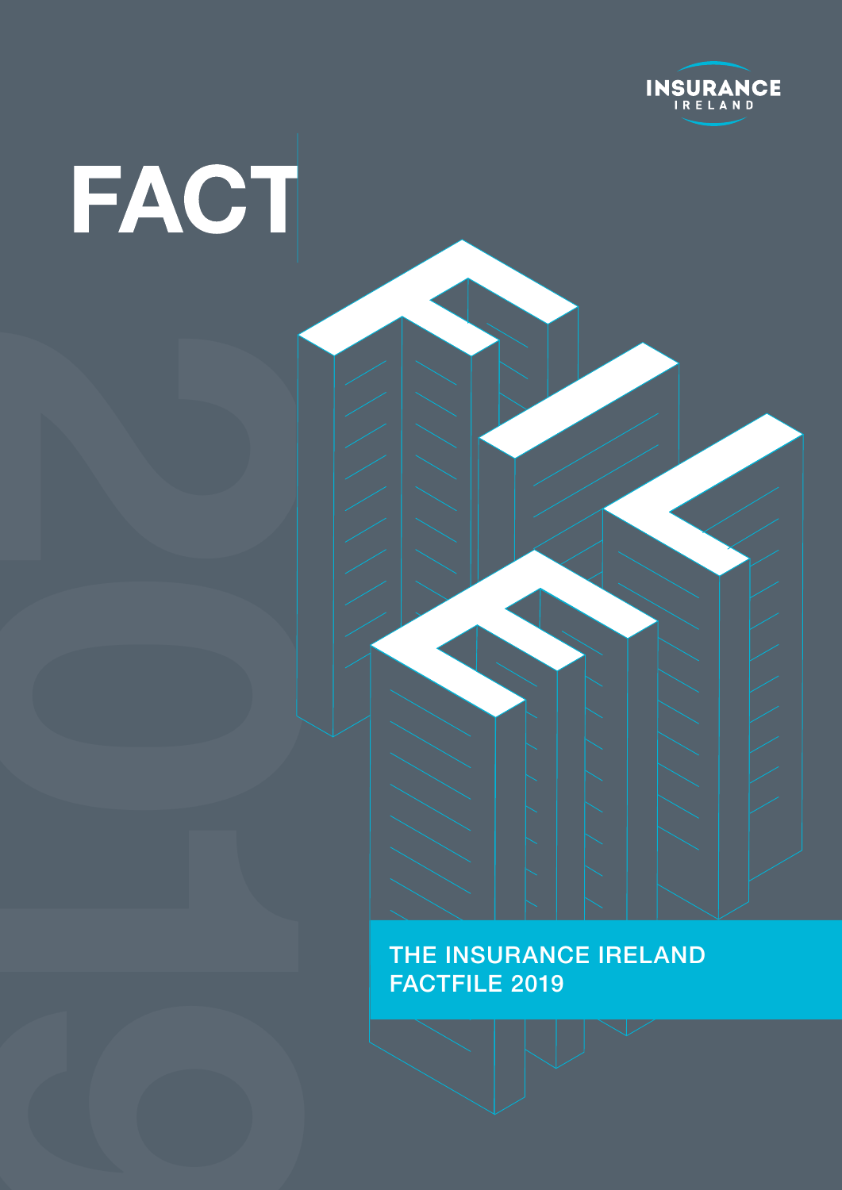INSURANCE IRELAND

# FACT FILE

2019

## THE INSURANCE IRELAND FACTFILE 2019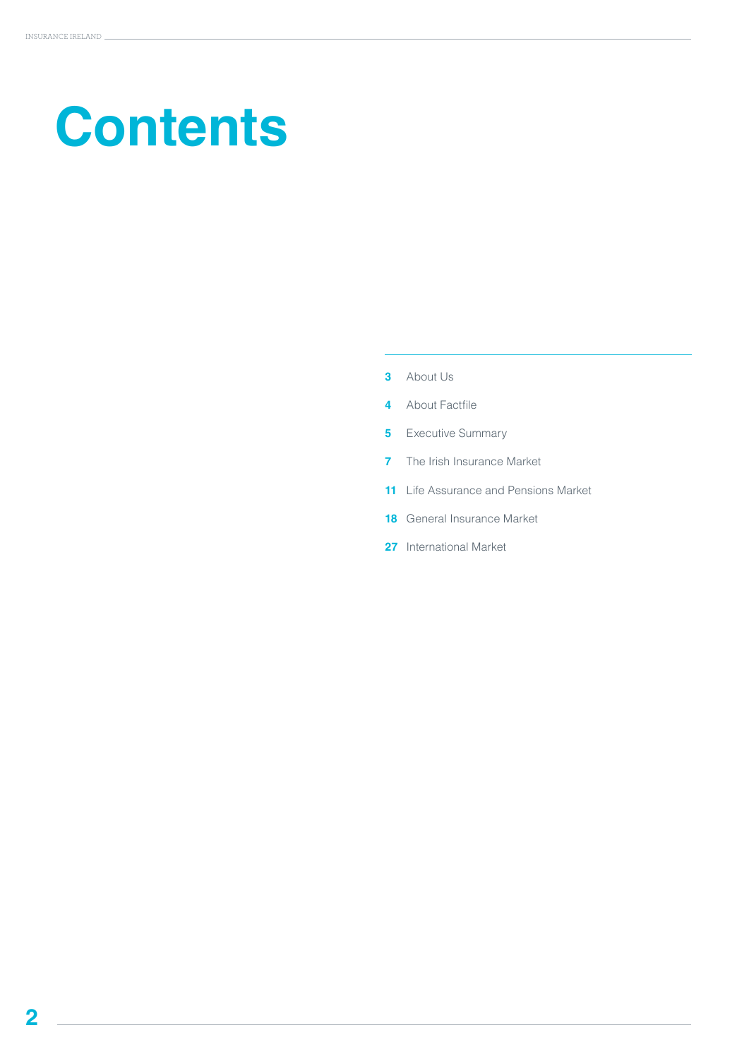# Contents

| | |
|---|---|
| **3** | About Us |
| **4** | About Factfile |
| **5** | Executive Summary |
| **7** | The Irish Insurance Market |
| **11** | Life Assurance and Pensions Market |
| **18** | General Insurance Market |
| **27** | International Market |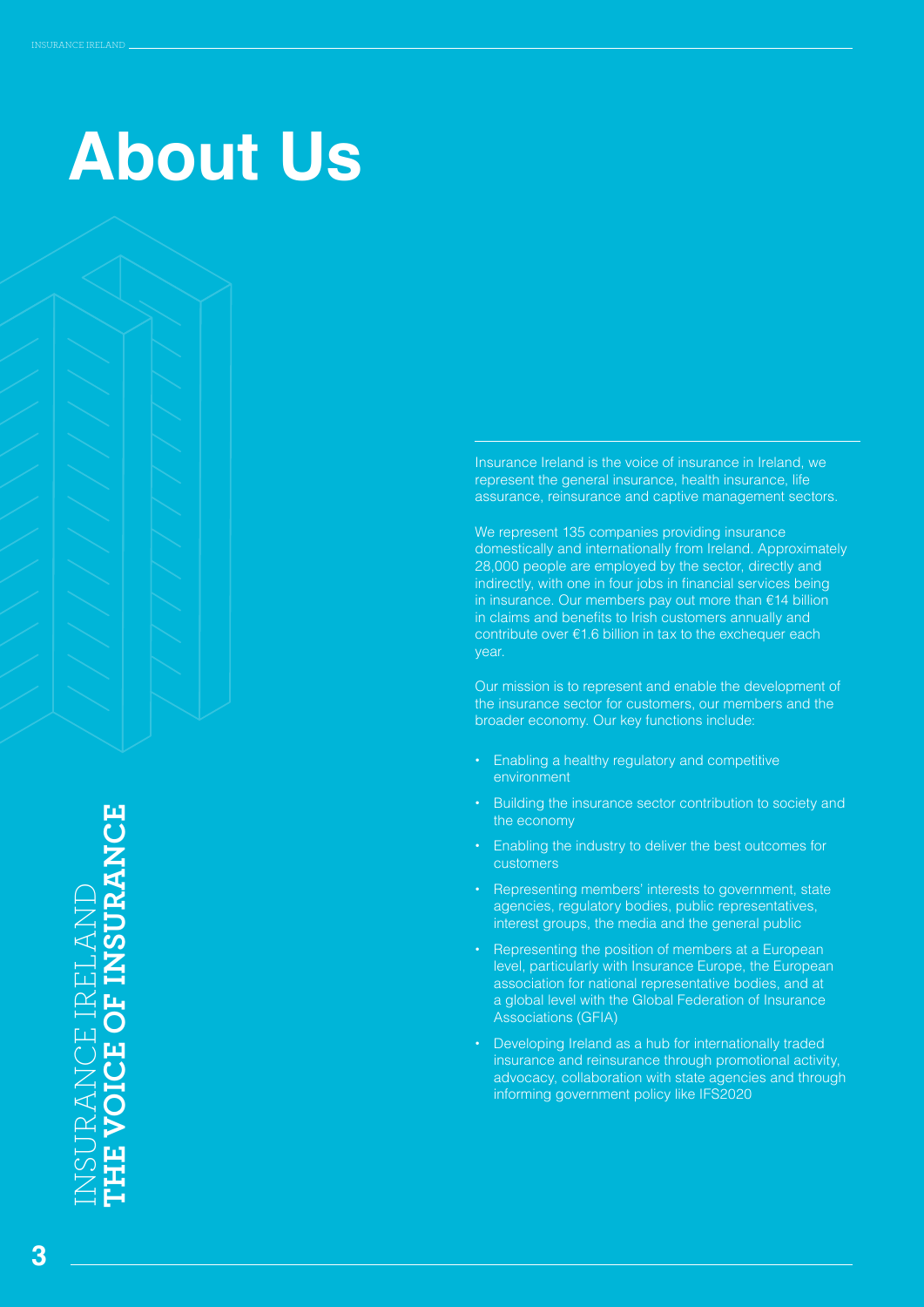# About Us

INSURANCE IRELAND
**THE VOICE OF INSURANCE**

Insurance Ireland is the voice of insurance in Ireland, we represent the general insurance, health insurance, life assurance, reinsurance and captive management sectors.

We represent 135 companies providing insurance domestically and internationally from Ireland. Approximately 28,000 people are employed by the sector, directly and indirectly, with one in four jobs in financial services being in insurance. Our members pay out more than €14 billion in claims and benefits to Irish customers annually and contribute over €1.6 billion in tax to the exchequer each year.

Our mission is to represent and enable the development of the insurance sector for customers, our members and the broader economy. Our key functions include:

- Enabling a healthy regulatory and competitive environment
- Building the insurance sector contribution to society and the economy
- Enabling the industry to deliver the best outcomes for customers
- Representing members' interests to government, state agencies, regulatory bodies, public representatives, interest groups, the media and the general public
- Representing the position of members at a European level, particularly with Insurance Europe, the European association for national representative bodies, and at a global level with the Global Federation of Insurance Associations (GFIA)
- Developing Ireland as a hub for internationally traded insurance and reinsurance through promotional activity, advocacy, collaboration with state agencies and through informing government policy like IFS2020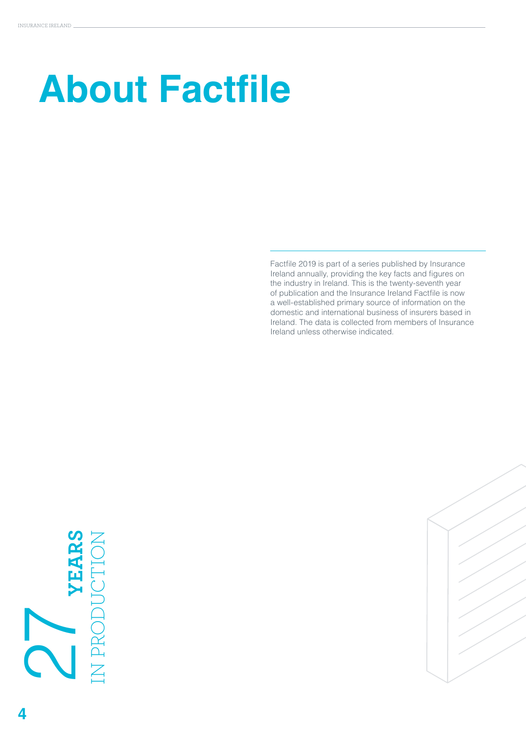# About Factfile

Factfile 2019 is part of a series published by Insurance Ireland annually, providing the key facts and figures on the industry in Ireland. This is the twenty-seventh year of publication and the Insurance Ireland Factfile is now a well-established primary source of information on the domestic and international business of insurers based in Ireland. The data is collected from members of Insurance Ireland unless otherwise indicated.

27 YEARS IN PRODUCTION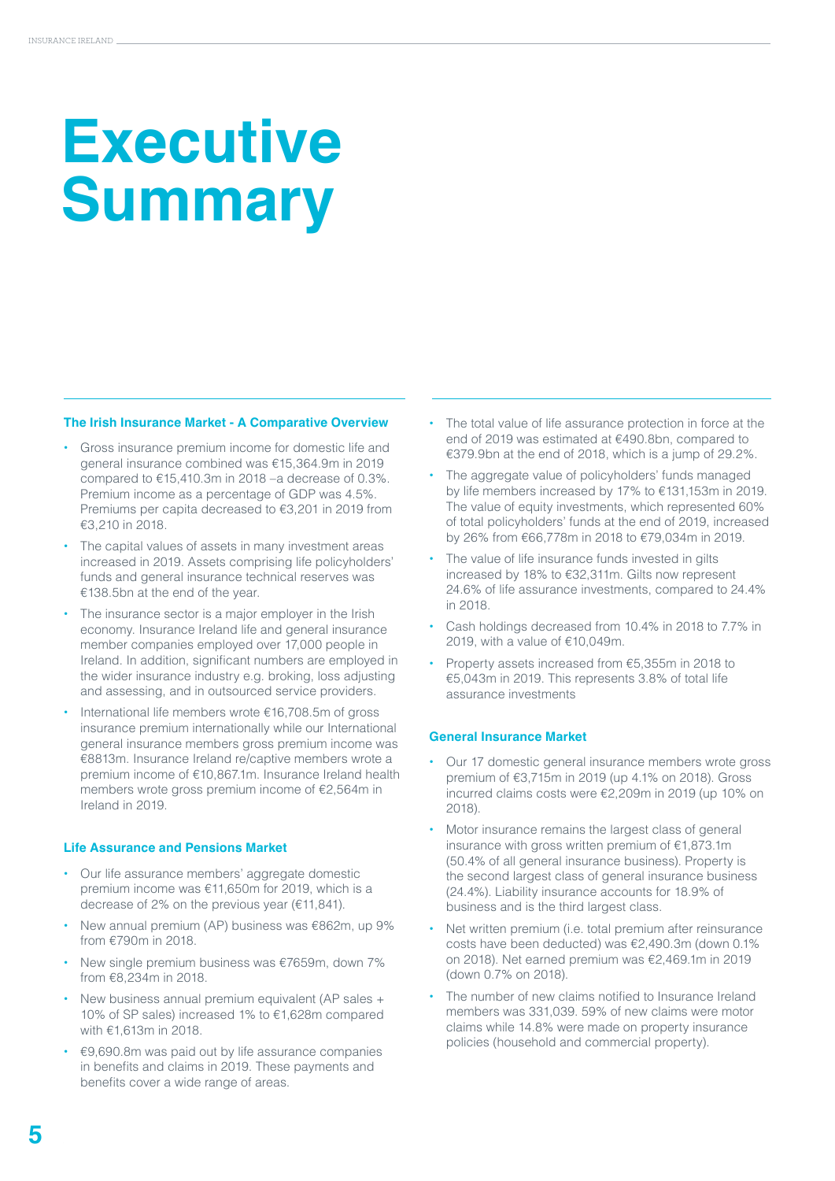# Executive Summary

### The Irish Insurance Market - A Comparative Overview

- Gross insurance premium income for domestic life and general insurance combined was €15,364.9m in 2019 compared to €15,410.3m in 2018 –a decrease of 0.3%. Premium income as a percentage of GDP was 4.5%. Premiums per capita decreased to €3,201 in 2019 from €3,210 in 2018.
- The capital values of assets in many investment areas increased in 2019. Assets comprising life policyholders' funds and general insurance technical reserves was €138.5bn at the end of the year.
- The insurance sector is a major employer in the Irish economy. Insurance Ireland life and general insurance member companies employed over 17,000 people in Ireland. In addition, significant numbers are employed in the wider insurance industry e.g. broking, loss adjusting and assessing, and in outsourced service providers.
- International life members wrote €16,708.5m of gross insurance premium internationally while our International general insurance members gross premium income was €8813m. Insurance Ireland re/captive members wrote a premium income of €10,867.1m. Insurance Ireland health members wrote gross premium income of €2,564m in Ireland in 2019.

### Life Assurance and Pensions Market

- Our life assurance members' aggregate domestic premium income was €11,650m for 2019, which is a decrease of 2% on the previous year (€11,841).
- New annual premium (AP) business was €862m, up 9% from €790m in 2018.
- New single premium business was €7659m, down 7% from €8,234m in 2018.
- New business annual premium equivalent (AP sales + 10% of SP sales) increased 1% to €1,628m compared with €1,613m in 2018.
- €9,690.8m was paid out by life assurance companies in benefits and claims in 2019. These payments and benefits cover a wide range of areas.
- The total value of life assurance protection in force at the end of 2019 was estimated at €490.8bn, compared to €379.9bn at the end of 2018, which is a jump of 29.2%.
- The aggregate value of policyholders' funds managed by life members increased by 17% to €131,153m in 2019. The value of equity investments, which represented 60% of total policyholders' funds at the end of 2019, increased by 26% from €66,778m in 2018 to €79,034m in 2019.
- The value of life insurance funds invested in gilts increased by 18% to €32,311m. Gilts now represent 24.6% of life assurance investments, compared to 24.4% in 2018.
- Cash holdings decreased from 10.4% in 2018 to 7.7% in 2019, with a value of €10,049m.
- Property assets increased from €5,355m in 2018 to €5,043m in 2019. This represents 3.8% of total life assurance investments

### General Insurance Market

- Our 17 domestic general insurance members wrote gross premium of €3,715m in 2019 (up 4.1% on 2018). Gross incurred claims costs were €2,209m in 2019 (up 10% on 2018).
- Motor insurance remains the largest class of general insurance with gross written premium of €1,873.1m (50.4% of all general insurance business). Property is the second largest class of general insurance business (24.4%). Liability insurance accounts for 18.9% of business and is the third largest class.
- Net written premium (i.e. total premium after reinsurance costs have been deducted) was €2,490.3m (down 0.1% on 2018). Net earned premium was €2,469.1m in 2019 (down 0.7% on 2018).
- The number of new claims notified to Insurance Ireland members was 331,039. 59% of new claims were motor claims while 14.8% were made on property insurance policies (household and commercial property).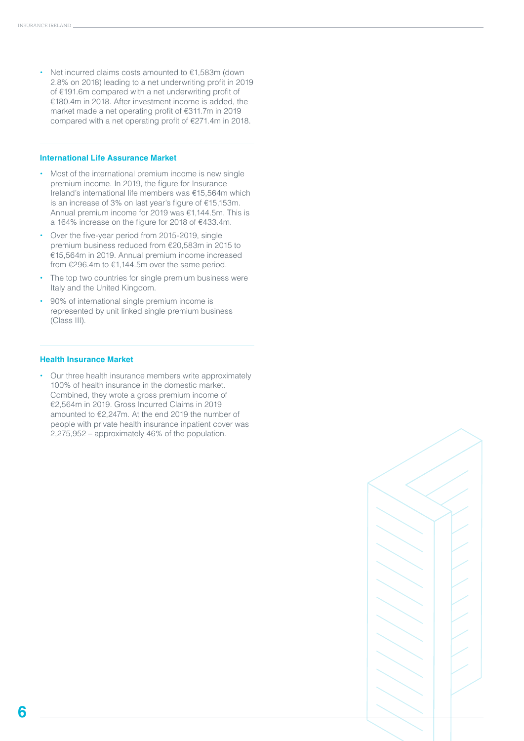- Net incurred claims costs amounted to €1,583m (down 2.8% on 2018) leading to a net underwriting profit in 2019 of €191.6m compared with a net underwriting profit of €180.4m in 2018. After investment income is added, the market made a net operating profit of €311.7m in 2019 compared with a net operating profit of €271.4m in 2018.

## International Life Assurance Market

- Most of the international premium income is new single premium income. In 2019, the figure for Insurance Ireland's international life members was €15,564m which is an increase of 3% on last year's figure of €15,153m. Annual premium income for 2019 was €1,144.5m. This is a 164% increase on the figure for 2018 of €433.4m.
- Over the five-year period from 2015-2019, single premium business reduced from €20,583m in 2015 to €15,564m in 2019. Annual premium income increased from €296.4m to €1,144.5m over the same period.
- The top two countries for single premium business were Italy and the United Kingdom.
- 90% of international single premium income is represented by unit linked single premium business (Class III).

## Health Insurance Market

- Our three health insurance members write approximately 100% of health insurance in the domestic market. Combined, they wrote a gross premium income of €2,564m in 2019. Gross Incurred Claims in 2019 amounted to €2,247m. At the end 2019 the number of people with private health insurance inpatient cover was 2,275,952 – approximately 46% of the population.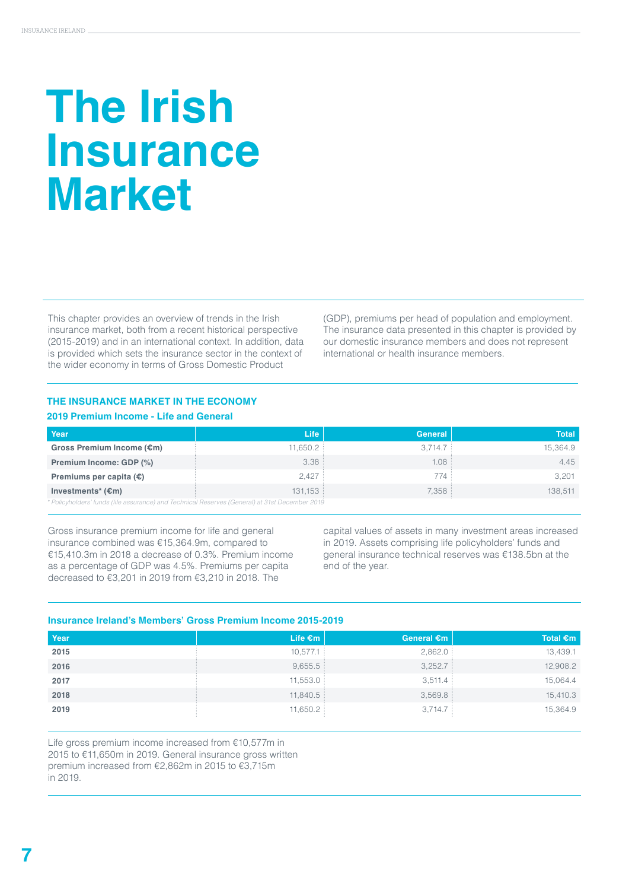# The Irish Insurance Market

This chapter provides an overview of trends in the Irish insurance market, both from a recent historical perspective (2015-2019) and in an international context. In addition, data is provided which sets the insurance sector in the context of the wider economy in terms of Gross Domestic Product (GDP), premiums per head of population and employment. The insurance data presented in this chapter is provided by our domestic insurance members and does not represent international or health insurance members.

## THE INSURANCE MARKET IN THE ECONOMY

### 2019 Premium Income - Life and General

| Year | Life | General | Total |
|---|---|---|---|
| **Gross Premium Income (€m)** | 11,650.2 | 3,714.7 | 15,364.9 |
| **Premium Income: GDP (%)** | 3.38 | 1.08 | 4.45 |
| **Premiums per capita (€)** | 2,427 | 774 | 3,201 |
| **Investments* (€m)** | 131,153 | 7,358 | 138,511 |

*\* Policyholders' funds (life assurance) and Technical Reserves (General) at 31st December 2019*

Gross insurance premium income for life and general insurance combined was €15,364.9m, compared to €15,410.3m in 2018 a decrease of 0.3%. Premium income as a percentage of GDP was 4.5%. Premiums per capita decreased to €3,201 in 2019 from €3,210 in 2018. The capital values of assets in many investment areas increased in 2019. Assets comprising life policyholders' funds and general insurance technical reserves was €138.5bn at the end of the year.

### Insurance Ireland's Members' Gross Premium Income 2015-2019

| Year | Life €m | General €m | Total €m |
|---|---|---|---|
| **2015** | 10,577.1 | 2,862.0 | 13,439.1 |
| **2016** | 9,655.5 | 3,252.7 | 12,908.2 |
| **2017** | 11,553.0 | 3,511.4 | 15,064.4 |
| **2018** | 11,840.5 | 3,569.8 | 15,410.3 |
| **2019** | 11,650.2 | 3,714.7 | 15,364.9 |

Life gross premium income increased from €10,577m in 2015 to €11,650m in 2019. General insurance gross written premium increased from €2,862m in 2015 to €3,715m in 2019.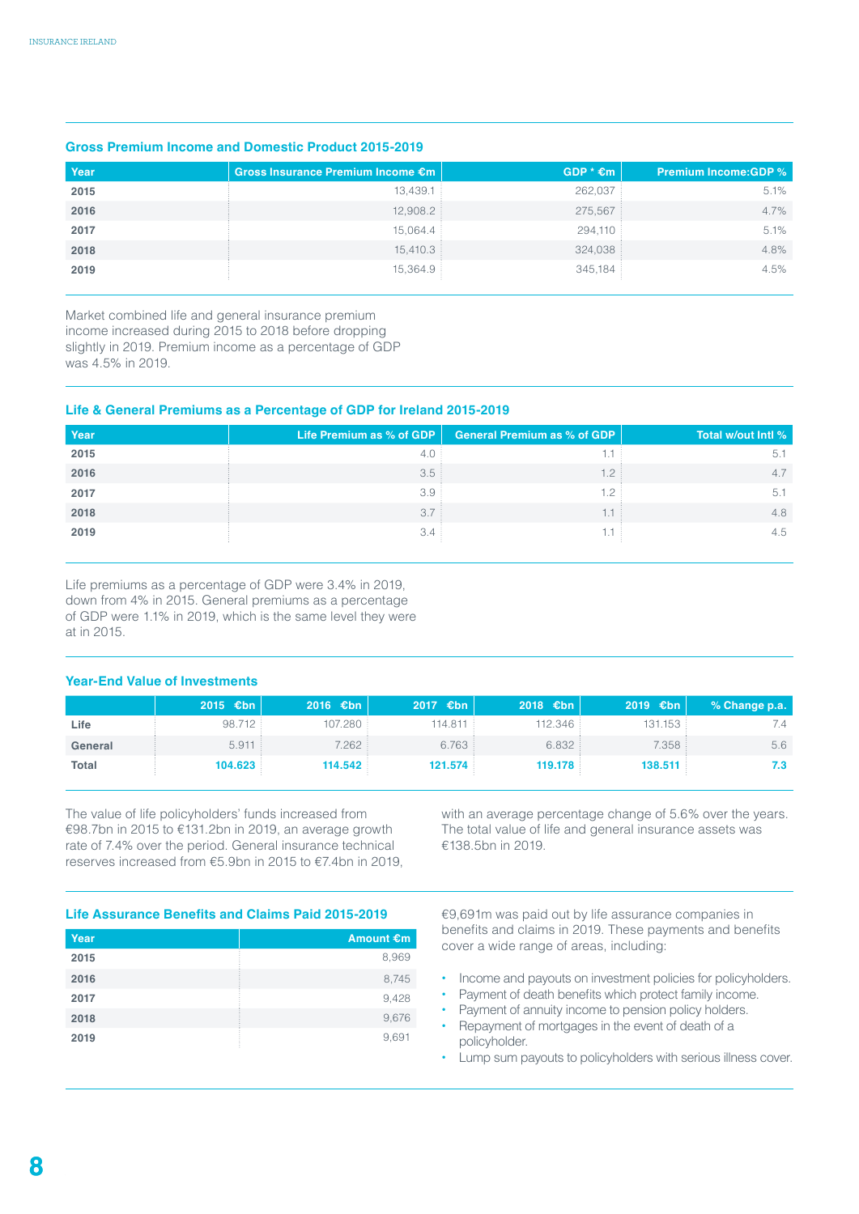## Gross Premium Income and Domestic Product 2015-2019

| Year | Gross Insurance Premium Income €m | GDP * €m | Premium Income:GDP % |
|---|---|---|---|
| 2015 | 13,439.1 | 262,037 | 5.1% |
| 2016 | 12,908.2 | 275,567 | 4.7% |
| 2017 | 15,064.4 | 294,110 | 5.1% |
| 2018 | 15,410.3 | 324,038 | 4.8% |
| 2019 | 15,364.9 | 345,184 | 4.5% |

Market combined life and general insurance premium income increased during 2015 to 2018 before dropping slightly in 2019. Premium income as a percentage of GDP was 4.5% in 2019.

## Life & General Premiums as a Percentage of GDP for Ireland 2015-2019

| Year | Life Premium as % of GDP | General Premium as % of GDP | Total w/out Intl % |
|---|---|---|---|
| 2015 | 4.0 | 1.1 | 5.1 |
| 2016 | 3.5 | 1.2 | 4.7 |
| 2017 | 3.9 | 1.2 | 5.1 |
| 2018 | 3.7 | 1.1 | 4.8 |
| 2019 | 3.4 | 1.1 | 4.5 |

Life premiums as a percentage of GDP were 3.4% in 2019, down from 4% in 2015. General premiums as a percentage of GDP were 1.1% in 2019, which is the same level they were at in 2015.

## Year-End Value of Investments

| | 2015 €bn | 2016 €bn | 2017 €bn | 2018 €bn | 2019 €bn | % Change p.a. |
|---|---|---|---|---|---|---|
| Life | 98.712 | 107.280 | 114.811 | 112.346 | 131.153 | 7.4 |
| General | 5.911 | 7.262 | 6.763 | 6.832 | 7.358 | 5.6 |
| **Total** | **104.623** | **114.542** | **121.574** | **119.178** | **138.511** | **7.3** |

The value of life policyholders' funds increased from €98.7bn in 2015 to €131.2bn in 2019, an average growth rate of 7.4% over the period. General insurance technical reserves increased from €5.9bn in 2015 to €7.4bn in 2019, with an average percentage change of 5.6% over the years. The total value of life and general insurance assets was €138.5bn in 2019.

## Life Assurance Benefits and Claims Paid 2015-2019

| Year | Amount €m |
|---|---|
| 2015 | 8,969 |
| 2016 | 8,745 |
| 2017 | 9,428 |
| 2018 | 9,676 |
| 2019 | 9,691 |

€9,691m was paid out by life assurance companies in benefits and claims in 2019. These payments and benefits cover a wide range of areas, including:

- Income and payouts on investment policies for policyholders.
- Payment of death benefits which protect family income.
- Payment of annuity income to pension policy holders.
- Repayment of mortgages in the event of death of a policyholder.
- Lump sum payouts to policyholders with serious illness cover.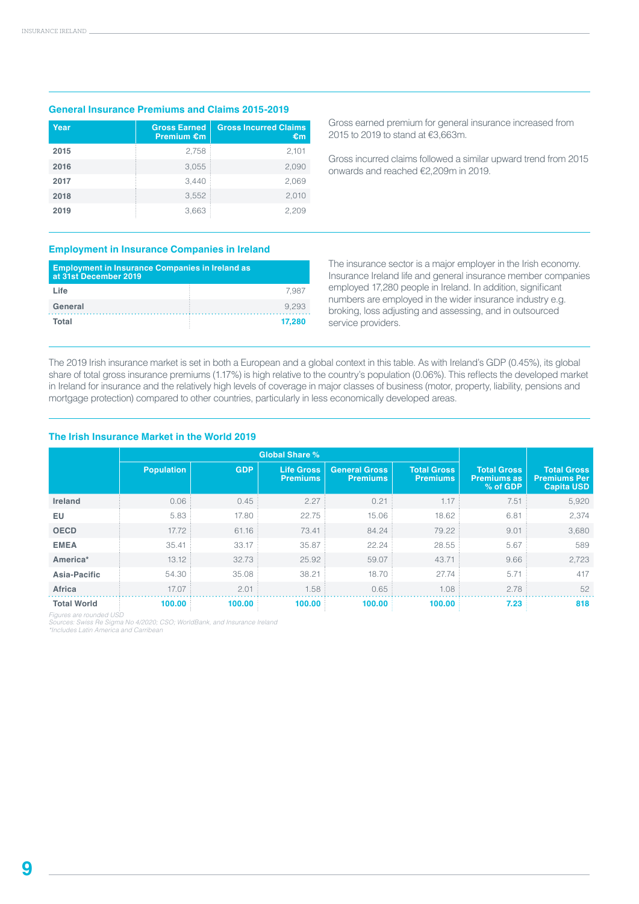## General Insurance Premiums and Claims 2015-2019

| Year | Gross Earned Premium €m | Gross Incurred Claims €m |
|---|---|---|
| 2015 | 2,758 | 2,101 |
| 2016 | 3,055 | 2,090 |
| 2017 | 3,440 | 2,069 |
| 2018 | 3,552 | 2,010 |
| 2019 | 3,663 | 2,209 |

Gross earned premium for general insurance increased from 2015 to 2019 to stand at €3,663m.

Gross incurred claims followed a similar upward trend from 2015 onwards and reached €2,209m in 2019.

## Employment in Insurance Companies in Ireland

| Employment in Insurance Companies in Ireland as at 31st December 2019 | |
|---|---|
| Life | 7,987 |
| General | 9,293 |
| Total | 17,280 |

The insurance sector is a major employer in the Irish economy. Insurance Ireland life and general insurance member companies employed 17,280 people in Ireland. In addition, significant numbers are employed in the wider insurance industry e.g. broking, loss adjusting and assessing, and in outsourced service providers.

The 2019 Irish insurance market is set in both a European and a global context in this table. As with Ireland's GDP (0.45%), its global share of total gross insurance premiums (1.17%) is high relative to the country's population (0.06%). This reflects the developed market in Ireland for insurance and the relatively high levels of coverage in major classes of business (motor, property, liability, pensions and mortgage protection) compared to other countries, particularly in less economically developed areas.

## The Irish Insurance Market in the World 2019

| | Global Share % | | | | | Total Gross Premiums as % of GDP | Total Gross Premiums Per Capita USD |
|---|---|---|---|---|---|---|---|
| | Population | GDP | Life Gross Premiums | General Gross Premiums | Total Gross Premiums | | |
| Ireland | 0.06 | 0.45 | 2.27 | 0.21 | 1.17 | 7.51 | 5,920 |
| EU | 5.83 | 17.80 | 22.75 | 15.06 | 18.62 | 6.81 | 2,374 |
| OECD | 17.72 | 61.16 | 73.41 | 84.24 | 79.22 | 9.01 | 3,680 |
| EMEA | 35.41 | 33.17 | 35.87 | 22.24 | 28.55 | 5.67 | 589 |
| America* | 13.12 | 32.73 | 25.92 | 59.07 | 43.71 | 9.66 | 2,723 |
| Asia-Pacific | 54.30 | 35.08 | 38.21 | 18.70 | 27.74 | 5.71 | 417 |
| Africa | 17.07 | 2.01 | 1.58 | 0.65 | 1.08 | 2.78 | 52 |
| Total World | 100.00 | 100.00 | 100.00 | 100.00 | 100.00 | 7.23 | 818 |

*Figures are rounded USD*
*Sources: Swiss Re Sigma No 4/2020; CSO; WorldBank, and Insurance Ireland*
*\*Includes Latin America and Carribean*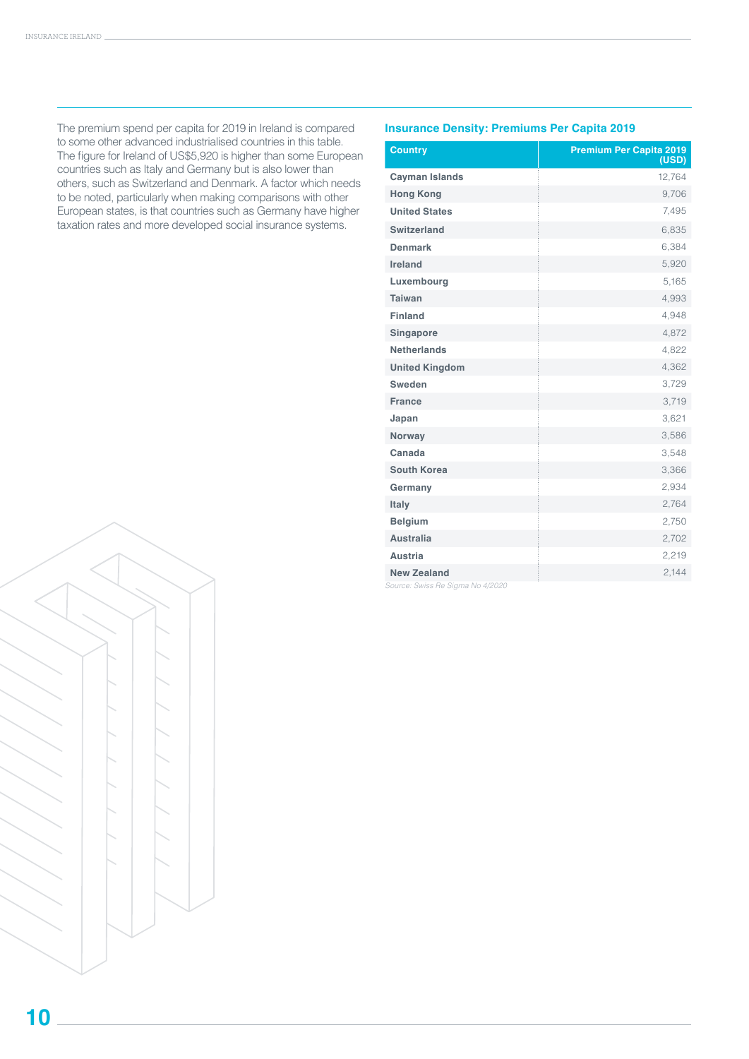The premium spend per capita for 2019 in Ireland is compared to some other advanced industrialised countries in this table. The figure for Ireland of US$5,920 is higher than some European countries such as Italy and Germany but is also lower than others, such as Switzerland and Denmark. A factor which needs to be noted, particularly when making comparisons with other European states, is that countries such as Germany have higher taxation rates and more developed social insurance systems.

### Insurance Density: Premiums Per Capita 2019

| Country | Premium Per Capita 2019 (USD) |
|---|---:|
| Cayman Islands | 12,764 |
| Hong Kong | 9,706 |
| United States | 7,495 |
| Switzerland | 6,835 |
| Denmark | 6,384 |
| Ireland | 5,920 |
| Luxembourg | 5,165 |
| Taiwan | 4,993 |
| Finland | 4,948 |
| Singapore | 4,872 |
| Netherlands | 4,822 |
| United Kingdom | 4,362 |
| Sweden | 3,729 |
| France | 3,719 |
| Japan | 3,621 |
| Norway | 3,586 |
| Canada | 3,548 |
| South Korea | 3,366 |
| Germany | 2,934 |
| Italy | 2,764 |
| Belgium | 2,750 |
| Australia | 2,702 |
| Austria | 2,219 |
| New Zealand | 2,144 |

*Source: Swiss Re Sigma No 4/2020*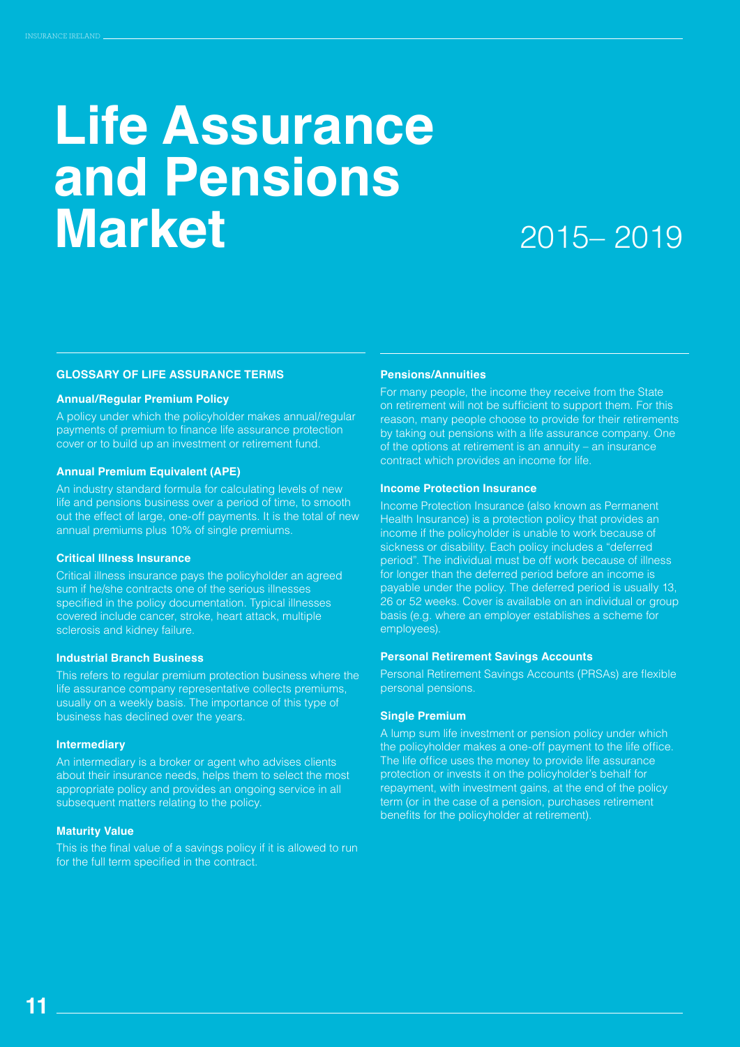# Life Assurance and Pensions Market

2015– 2019

## GLOSSARY OF LIFE ASSURANCE TERMS

### Annual/Regular Premium Policy

A policy under which the policyholder makes annual/regular payments of premium to finance life assurance protection cover or to build up an investment or retirement fund.

### Annual Premium Equivalent (APE)

An industry standard formula for calculating levels of new life and pensions business over a period of time, to smooth out the effect of large, one-off payments. It is the total of new annual premiums plus 10% of single premiums.

### Critical Illness Insurance

Critical illness insurance pays the policyholder an agreed sum if he/she contracts one of the serious illnesses specified in the policy documentation. Typical illnesses covered include cancer, stroke, heart attack, multiple sclerosis and kidney failure.

### Industrial Branch Business

This refers to regular premium protection business where the life assurance company representative collects premiums, usually on a weekly basis. The importance of this type of business has declined over the years.

### Intermediary

An intermediary is a broker or agent who advises clients about their insurance needs, helps them to select the most appropriate policy and provides an ongoing service in all subsequent matters relating to the policy.

### Maturity Value

This is the final value of a savings policy if it is allowed to run for the full term specified in the contract.

### Pensions/Annuities

For many people, the income they receive from the State on retirement will not be sufficient to support them. For this reason, many people choose to provide for their retirements by taking out pensions with a life assurance company. One of the options at retirement is an annuity – an insurance contract which provides an income for life.

### Income Protection Insurance

Income Protection Insurance (also known as Permanent Health Insurance) is a protection policy that provides an income if the policyholder is unable to work because of sickness or disability. Each policy includes a "deferred period". The individual must be off work because of illness for longer than the deferred period before an income is payable under the policy. The deferred period is usually 13, 26 or 52 weeks. Cover is available on an individual or group basis (e.g. where an employer establishes a scheme for employees).

### Personal Retirement Savings Accounts

Personal Retirement Savings Accounts (PRSAs) are flexible personal pensions.

### Single Premium

A lump sum life investment or pension policy under which the policyholder makes a one-off payment to the life office. The life office uses the money to provide life assurance protection or invests it on the policyholder's behalf for repayment, with investment gains, at the end of the policy term (or in the case of a pension, purchases retirement benefits for the policyholder at retirement).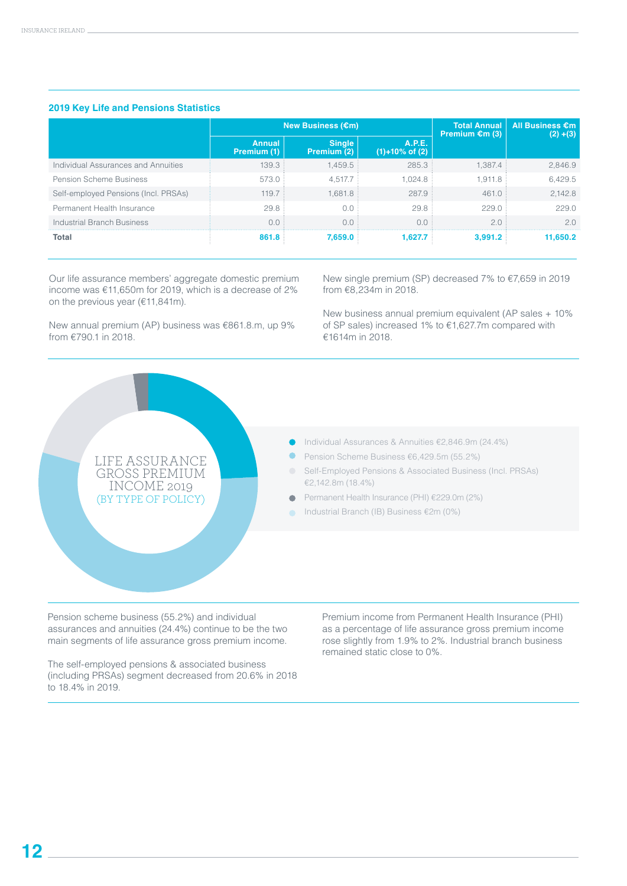### 2019 Key Life and Pensions Statistics

| | New Business (€m) | | | Total Annual Premium €m (3) | All Business €m (2) +(3) |
|---|---|---|---|---|---|
| | Annual Premium (1) | Single Premium (2) | A.P.E. (1)+10% of (2) | | |
| Individual Assurances and Annuities | 139.3 | 1,459.5 | 285.3 | 1,387.4 | 2,846.9 |
| Pension Scheme Business | 573.0 | 4,517.7 | 1,024.8 | 1,911.8 | 6,429.5 |
| Self-employed Pensions (Incl. PRSAs) | 119.7 | 1,681.8 | 287.9 | 461.0 | 2,142.8 |
| Permanent Health Insurance | 29.8 | 0.0 | 29.8 | 229.0 | 229.0 |
| Industrial Branch Business | 0.0 | 0.0 | 0.0 | 2.0 | 2.0 |
| **Total** | **861.8** | **7,659.0** | **1,627.7** | **3,991.2** | **11,650.2** |

Our life assurance members' aggregate domestic premium income was €11,650m for 2019, which is a decrease of 2% on the previous year (€11,841m).

New annual premium (AP) business was €861.8.m, up 9% from €790.1 in 2018.

New single premium (SP) decreased 7% to €7,659 in 2019 from €8,234m in 2018.

New business annual premium equivalent (AP sales + 10% of SP sales) increased 1% to €1,627.7m compared with €1614m in 2018.

LIFE ASSURANCE GROSS PREMIUM INCOME 2019 (BY TYPE OF POLICY)

- Individual Assurances & Annuities €2,846.9m (24.4%)
- Pension Scheme Business €6,429.5m (55.2%)
- Self-Employed Pensions & Associated Business (Incl. PRSAs) €2,142.8m (18.4%)
- Permanent Health Insurance (PHI) €229.0m (2%)
- Industrial Branch (IB) Business €2m (0%)

Pension scheme business (55.2%) and individual assurances and annuities (24.4%) continue to be the two main segments of life assurance gross premium income.

The self-employed pensions & associated business (including PRSAs) segment decreased from 20.6% in 2018 to 18.4% in 2019.

Premium income from Permanent Health Insurance (PHI) as a percentage of life assurance gross premium income rose slightly from 1.9% to 2%. Industrial branch business remained static close to 0%.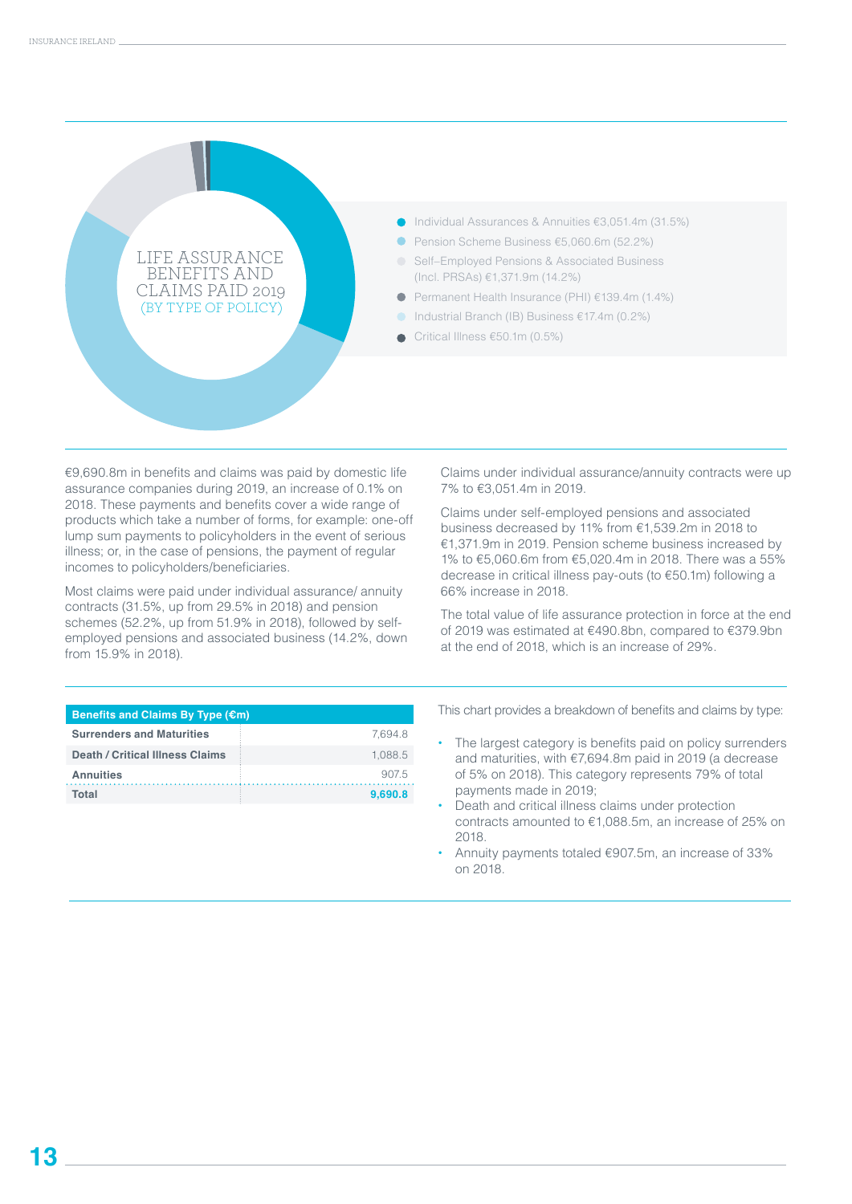## LIFE ASSURANCE BENEFITS AND CLAIMS PAID 2019 (BY TYPE OF POLICY)

- Individual Assurances & Annuities €3,051.4m (31.5%)
- Pension Scheme Business €5,060.6m (52.2%)
- Self–Employed Pensions & Associated Business (Incl. PRSAs) €1,371.9m (14.2%)
- Permanent Health Insurance (PHI) €139.4m (1.4%)
- Industrial Branch (IB) Business €17.4m (0.2%)
- Critical Illness €50.1m (0.5%)

€9,690.8m in benefits and claims was paid by domestic life assurance companies during 2019, an increase of 0.1% on 2018. These payments and benefits cover a wide range of products which take a number of forms, for example: one-off lump sum payments to policyholders in the event of serious illness; or, in the case of pensions, the payment of regular incomes to policyholders/beneficiaries.

Most claims were paid under individual assurance/ annuity contracts (31.5%, up from 29.5% in 2018) and pension schemes (52.2%, up from 51.9% in 2018), followed by self-employed pensions and associated business (14.2%, down from 15.9% in 2018).

Claims under individual assurance/annuity contracts were up 7% to €3,051.4m in 2019.

Claims under self-employed pensions and associated business decreased by 11% from €1,539.2m in 2018 to €1,371.9m in 2019. Pension scheme business increased by 1% to €5,060.6m from €5,020.4m in 2018. There was a 55% decrease in critical illness pay-outs (to €50.1m) following a 66% increase in 2018.

The total value of life assurance protection in force at the end of 2019 was estimated at €490.8bn, compared to €379.9bn at the end of 2018, which is an increase of 29%.

| Benefits and Claims By Type (€m) | |
|---|---|
| Surrenders and Maturities | 7,694.8 |
| Death / Critical Illness Claims | 1,088.5 |
| Annuities | 907.5 |
| **Total** | **9,690.8** |

This chart provides a breakdown of benefits and claims by type:

- The largest category is benefits paid on policy surrenders and maturities, with €7,694.8m paid in 2019 (a decrease of 5% on 2018). This category represents 79% of total payments made in 2019;
- Death and critical illness claims under protection contracts amounted to €1,088.5m, an increase of 25% on 2018.
- Annuity payments totaled €907.5m, an increase of 33% on 2018.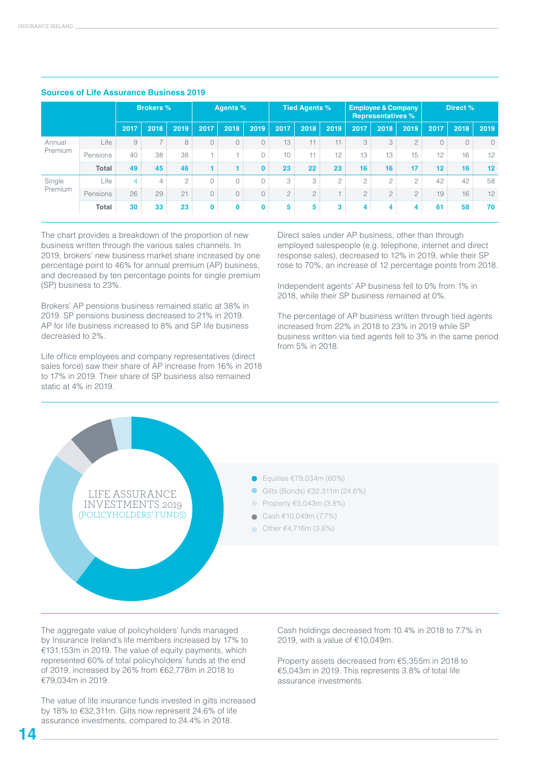## Sources of Life Assurance Business 2019

| | | Brokers % | | | Agents % | | | Tied Agents % | | | Employee & Company Representatives % | | | Direct % | | |
|---|---|---|---|---|---|---|---|---|---|---|---|---|---|---|---|---|
| | | 2017 | 2018 | 2019 | 2017 | 2018 | 2019 | 2017 | 2018 | 2019 | 2017 | 2018 | 2019 | 2017 | 2018 | 2019 |
| Annual Premium | Life | 9 | 7 | 8 | 0 | 0 | 0 | 13 | 11 | 11 | 3 | 3 | 2 | 0 | 0 | 0 |
| | Pensions | 40 | 38 | 38 | 1 | 1 | 0 | 10 | 11 | 12 | 13 | 13 | 15 | 12 | 16 | 12 |
| | **Total** | **49** | **45** | **46** | **1** | **1** | **0** | **23** | **22** | **23** | **16** | **16** | **17** | **12** | **16** | **12** |
| Single Premium | Life | 4 | 4 | 2 | 0 | 0 | 0 | 3 | 3 | 2 | 2 | 2 | 2 | 42 | 42 | 58 |
| | Pensions | 26 | 29 | 21 | 0 | 0 | 0 | 2 | 2 | 1 | 2 | 2 | 2 | 19 | 16 | 12 |
| | **Total** | **30** | **33** | **23** | **0** | **0** | **0** | **5** | **5** | **3** | **4** | **4** | **4** | **61** | **58** | **70** |

The chart provides a breakdown of the proportion of new business written through the various sales channels. In 2019, brokers' new business market share increased by one percentage point to 46% for annual premium (AP) business, and decreased by ten percentage points for single premium (SP) business to 23%.

Brokers' AP pensions business remained static at 38% in 2019. SP pensions business decreased to 21% in 2019. AP for life business increased to 8% and SP life business decreased to 2%.

Life office employees and company representatives (direct sales force) saw their share of AP increase from 16% in 2018 to 17% in 2019. Their share of SP business also remained static at 4% in 2019.

Direct sales under AP business, other than through employed salespeople (e.g. telephone, internet and direct response sales), decreased to 12% in 2019, while their SP rose to 70%, an increase of 12 percentage points from 2018.

Independent agents' AP business fell to 0% from 1% in 2018, while their SP business remained at 0%.

The percentage of AP business written through tied agents increased from 22% in 2018 to 23% in 2019 while SP business written via tied agents fell to 3% in the same period from 5% in 2018.

LIFE ASSURANCE INVESTMENTS 2019 (POLICYHOLDERS' FUNDS)

- Equities €79,034m (60%)
- Gilts (Bonds) €32,311m (24.6%)
- Property €5,043m (3.8%)
- Cash €10,049m (7.7%)
- Other €4,716m (3.6%)

The aggregate value of policyholders' funds managed by Insurance Ireland's life members increased by 17% to €131,153m in 2019. The value of equity payments, which represented 60% of total policyholders' funds at the end of 2019, increased by 26% from €62,778m in 2018 to €79,034m in 2019.

The value of life insurance funds invested in gilts increased by 18% to €32,311m. Gilts now represent 24.6% of life assurance investments, compared to 24.4% in 2018.

Cash holdings decreased from 10.4% in 2018 to 7.7% in 2019, with a value of €10,049m.

Property assets decreased from €5,355m in 2018 to €5,043m in 2019. This represents 3.8% of total life assurance investments.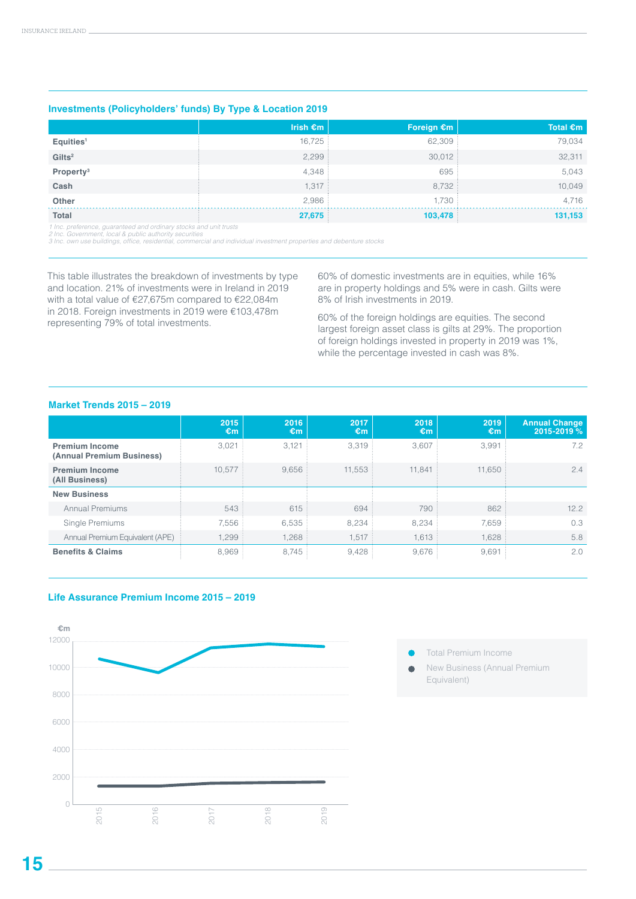## Investments (Policyholders' funds) By Type & Location 2019

| | Irish €m | Foreign €m | Total €m |
|---|---|---|---|
| **Equities**[1] | 16,725 | 62,309 | 79,034 |
| **Gilts**[2] | 2,299 | 30,012 | 32,311 |
| **Property**[3] | 4,348 | 695 | 5,043 |
| **Cash** | 1,317 | 8,732 | 10,049 |
| **Other** | 2,986 | 1,730 | 4,716 |
| **Total** | **27,675** | **103,478** | **131,153** |

*1 Inc. preference, guaranteed and ordinary stocks and unit trusts*
*2 Inc. Government, local & public authority securities*
*3 Inc. own use buildings, office, residential, commercial and individual investment properties and debenture stocks*

This table illustrates the breakdown of investments by type and location. 21% of investments were in Ireland in 2019 with a total value of €27,675m compared to €22,084m in 2018. Foreign investments in 2019 were €103,478m representing 79% of total investments.

60% of domestic investments are in equities, while 16% are in property holdings and 5% were in cash. Gilts were 8% of Irish investments in 2019.

60% of the foreign holdings are equities. The second largest foreign asset class is gilts at 29%. The proportion of foreign holdings invested in property in 2019 was 1%, while the percentage invested in cash was 8%.

## Market Trends 2015 – 2019

| | 2015 €m | 2016 €m | 2017 €m | 2018 €m | 2019 €m | Annual Change 2015-2019 % |
|---|---|---|---|---|---|---|
| **Premium Income (Annual Premium Business)** | 3,021 | 3,121 | 3,319 | 3,607 | 3,991 | 7.2 |
| **Premium Income (All Business)** | 10,577 | 9,656 | 11,553 | 11,841 | 11,650 | 2.4 |
| **New Business** | | | | | | |
| Annual Premiums | 543 | 615 | 694 | 790 | 862 | 12.2 |
| Single Premiums | 7,556 | 6,535 | 8,234 | 8,234 | 7,659 | 0.3 |
| Annual Premium Equivalent (APE) | 1,299 | 1,268 | 1,517 | 1,613 | 1,628 | 5.8 |
| **Benefits & Claims** | 8,969 | 8,745 | 9,428 | 9,676 | 9,691 | 2.0 |

## Life Assurance Premium Income 2015 – 2019

€m

- Total Premium Income
- New Business (Annual Premium Equivalent)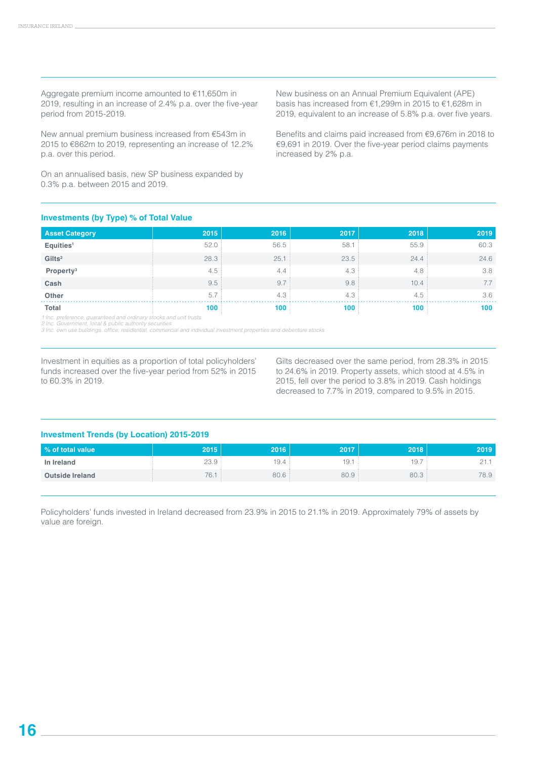Aggregate premium income amounted to €11,650m in 2019, resulting in an increase of 2.4% p.a. over the five-year period from 2015-2019.

New annual premium business increased from €543m in 2015 to €862m to 2019, representing an increase of 12.2% p.a. over this period.

On an annualised basis, new SP business expanded by 0.3% p.a. between 2015 and 2019.

New business on an Annual Premium Equivalent (APE) basis has increased from €1,299m in 2015 to €1,628m in 2019, equivalent to an increase of 5.8% p.a. over five years.

Benefits and claims paid increased from €9,676m in 2018 to €9,691 in 2019. Over the five-year period claims payments increased by 2% p.a.

## Investments (by Type) % of Total Value

| Asset Category | 2015 | 2016 | 2017 | 2018 | 2019 |
|---|---|---|---|---|---|
| Equities[1] | 52.0 | 56.5 | 58.1 | 55.9 | 60.3 |
| Gilts[2] | 28.3 | 25.1 | 23.5 | 24.4 | 24.6 |
| Property[3] | 4.5 | 4.4 | 4.3 | 4.8 | 3.8 |
| Cash | 9.5 | 9.7 | 9.8 | 10.4 | 7.7 |
| Other | 5.7 | 4.3 | 4.3 | 4.5 | 3.6 |
| **Total** | **100** | **100** | **100** | **100** | **100** |

*1 Inc. preference, guaranteed and ordinary stocks and unit trusts*
*2 Inc. Government, local & public authority securities*
*3 Inc. own use buildings, office, residential, commercial and individual investment properties and debenture stocks*

Investment in equities as a proportion of total policyholders' funds increased over the five-year period from 52% in 2015 to 60.3% in 2019.

Gilts decreased over the same period, from 28.3% in 2015 to 24.6% in 2019. Property assets, which stood at 4.5% in 2015, fell over the period to 3.8% in 2019. Cash holdings decreased to 7.7% in 2019, compared to 9.5% in 2015.

## Investment Trends (by Location) 2015-2019

| % of total value | 2015 | 2016 | 2017 | 2018 | 2019 |
|---|---|---|---|---|---|
| In Ireland | 23.9 | 19.4 | 19.1 | 19.7 | 21.1 |
| Outside Ireland | 76.1 | 80.6 | 80.9 | 80.3 | 78.9 |

Policyholders' funds invested in Ireland decreased from 23.9% in 2015 to 21.1% in 2019. Approximately 79% of assets by value are foreign.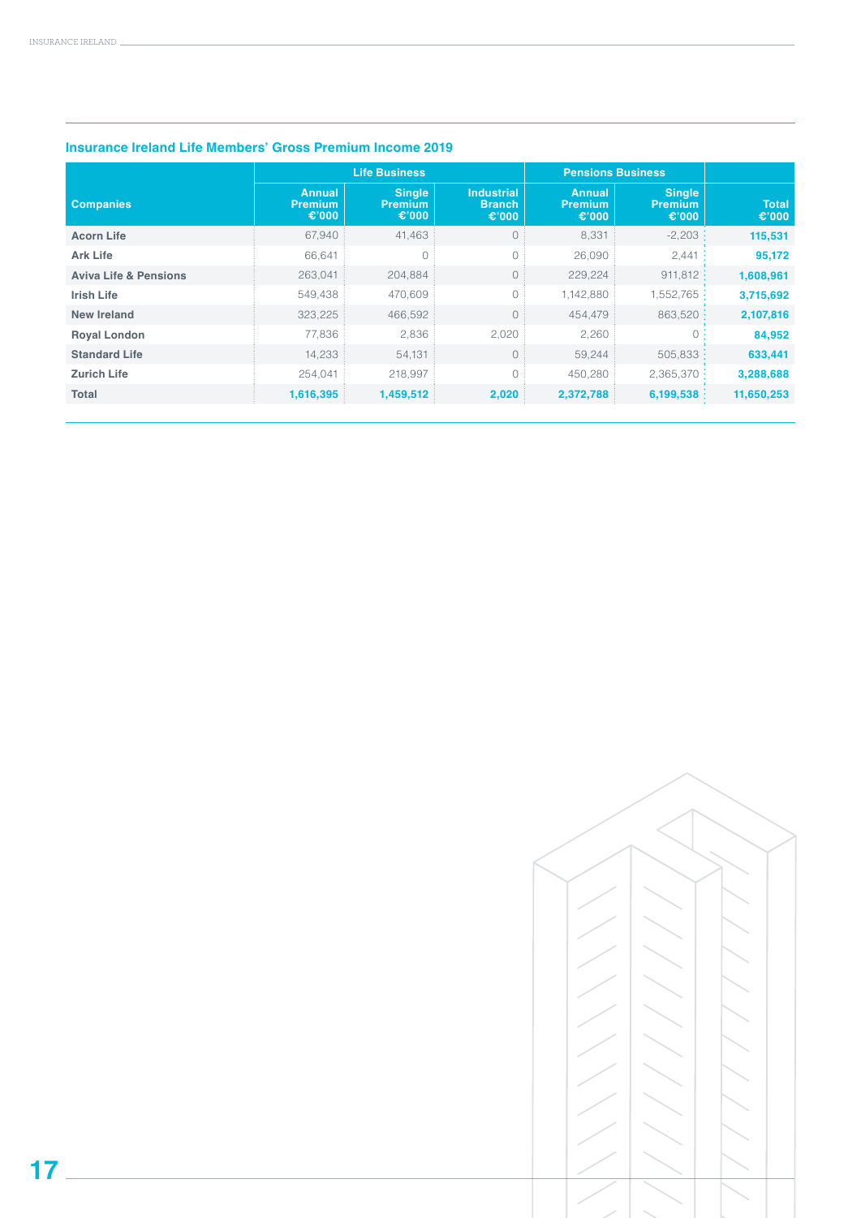### Insurance Ireland Life Members' Gross Premium Income 2019

| Companies | Life Business | | | Pensions Business | | |
|---|---|---|---|---|---|---|
| | Annual Premium €'000 | Single Premium €'000 | Industrial Branch €'000 | Annual Premium €'000 | Single Premium €'000 | Total €'000 |
| **Acorn Life** | 67,940 | 41,463 | 0 | 8,331 | -2,203 | **115,531** |
| **Ark Life** | 66,641 | 0 | 0 | 26,090 | 2,441 | **95,172** |
| **Aviva Life & Pensions** | 263,041 | 204,884 | 0 | 229,224 | 911,812 | **1,608,961** |
| **Irish Life** | 549,438 | 470,609 | 0 | 1,142,880 | 1,552,765 | **3,715,692** |
| **New Ireland** | 323,225 | 466,592 | 0 | 454,479 | 863,520 | **2,107,816** |
| **Royal London** | 77,836 | 2,836 | 2,020 | 2,260 | 0 | **84,952** |
| **Standard Life** | 14,233 | 54,131 | 0 | 59,244 | 505,833 | **633,441** |
| **Zurich Life** | 254,041 | 218,997 | 0 | 450,280 | 2,365,370 | **3,288,688** |
| **Total** | **1,616,395** | **1,459,512** | **2,020** | **2,372,788** | **6,199,538** | **11,650,253** |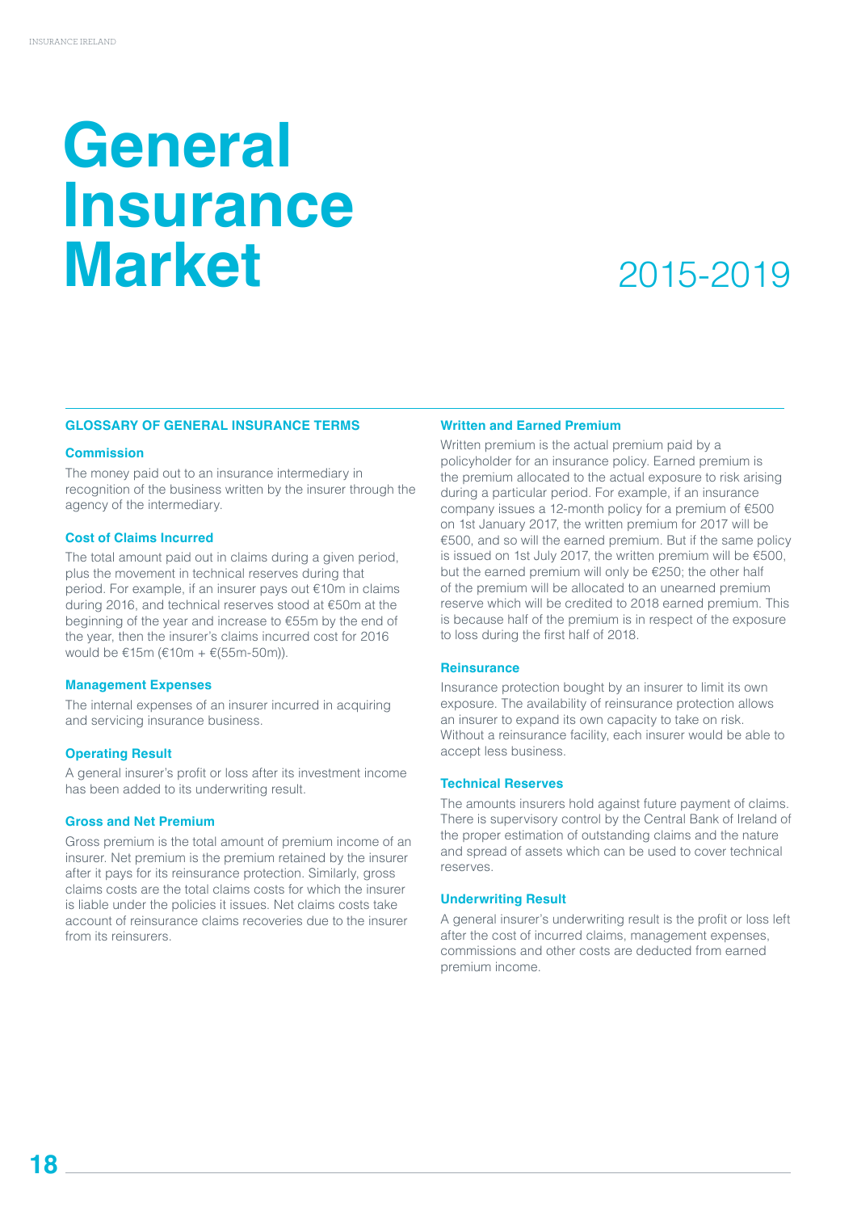# General Insurance Market

2015-2019

## GLOSSARY OF GENERAL INSURANCE TERMS

### Commission

The money paid out to an insurance intermediary in recognition of the business written by the insurer through the agency of the intermediary.

### Cost of Claims Incurred

The total amount paid out in claims during a given period, plus the movement in technical reserves during that period. For example, if an insurer pays out €10m in claims during 2016, and technical reserves stood at €50m at the beginning of the year and increase to €55m by the end of the year, then the insurer's claims incurred cost for 2016 would be €15m (€10m + €(55m-50m)).

### Management Expenses

The internal expenses of an insurer incurred in acquiring and servicing insurance business.

### Operating Result

A general insurer's profit or loss after its investment income has been added to its underwriting result.

### Gross and Net Premium

Gross premium is the total amount of premium income of an insurer. Net premium is the premium retained by the insurer after it pays for its reinsurance protection. Similarly, gross claims costs are the total claims costs for which the insurer is liable under the policies it issues. Net claims costs take account of reinsurance claims recoveries due to the insurer from its reinsurers.

### Written and Earned Premium

Written premium is the actual premium paid by a policyholder for an insurance policy. Earned premium is the premium allocated to the actual exposure to risk arising during a particular period. For example, if an insurance company issues a 12-month policy for a premium of €500 on 1st January 2017, the written premium for 2017 will be €500, and so will the earned premium. But if the same policy is issued on 1st July 2017, the written premium will be €500, but the earned premium will only be €250; the other half of the premium will be allocated to an unearned premium reserve which will be credited to 2018 earned premium. This is because half of the premium is in respect of the exposure to loss during the first half of 2018.

### Reinsurance

Insurance protection bought by an insurer to limit its own exposure. The availability of reinsurance protection allows an insurer to expand its own capacity to take on risk. Without a reinsurance facility, each insurer would be able to accept less business.

### Technical Reserves

The amounts insurers hold against future payment of claims. There is supervisory control by the Central Bank of Ireland of the proper estimation of outstanding claims and the nature and spread of assets which can be used to cover technical reserves.

### Underwriting Result

A general insurer's underwriting result is the profit or loss left after the cost of incurred claims, management expenses, commissions and other costs are deducted from earned premium income.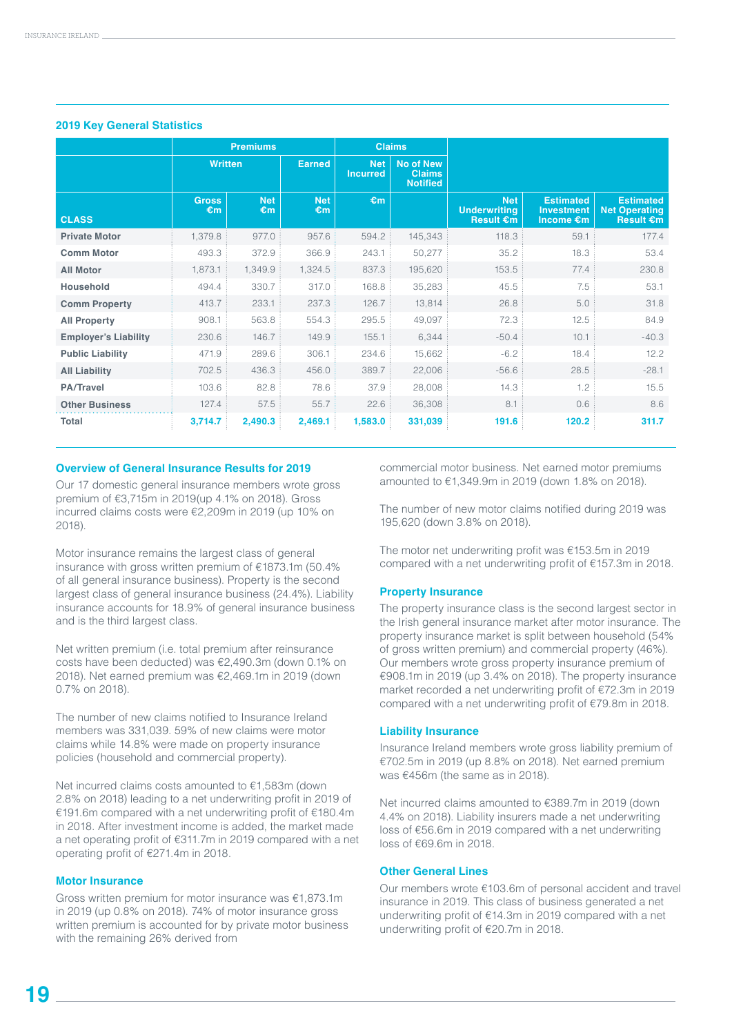## 2019 Key General Statistics

| | Premiums | | | Claims | | | | |
|---|---|---|---|---|---|---|---|---|
| | Written | | Earned | Net Incurred | No of New Claims Notified | | | |
| CLASS | Gross €m | Net €m | Net €m | €m | | Net Underwriting Result €m | Estimated Investment Income €m | Estimated Net Operating Result €m |
| **Private Motor** | 1,379.8 | 977.0 | 957.6 | 594.2 | 145,343 | 118.3 | 59.1 | 177.4 |
| **Comm Motor** | 493.3 | 372.9 | 366.9 | 243.1 | 50,277 | 35.2 | 18.3 | 53.4 |
| **All Motor** | 1,873.1 | 1,349.9 | 1,324.5 | 837.3 | 195,620 | 153.5 | 77.4 | 230.8 |
| **Household** | 494.4 | 330.7 | 317.0 | 168.8 | 35,283 | 45.5 | 7.5 | 53.1 |
| **Comm Property** | 413.7 | 233.1 | 237.3 | 126.7 | 13,814 | 26.8 | 5.0 | 31.8 |
| **All Property** | 908.1 | 563.8 | 554.3 | 295.5 | 49,097 | 72.3 | 12.5 | 84.9 |
| **Employer's Liability** | 230.6 | 146.7 | 149.9 | 155.1 | 6,344 | -50.4 | 10.1 | -40.3 |
| **Public Liability** | 471.9 | 289.6 | 306.1 | 234.6 | 15,662 | -6.2 | 18.4 | 12.2 |
| **All Liability** | 702.5 | 436.3 | 456.0 | 389.7 | 22,006 | -56.6 | 28.5 | -28.1 |
| **PA/Travel** | 103.6 | 82.8 | 78.6 | 37.9 | 28,008 | 14.3 | 1.2 | 15.5 |
| **Other Business** | 127.4 | 57.5 | 55.7 | 22.6 | 36,308 | 8.1 | 0.6 | 8.6 |
| **Total** | **3,714.7** | **2,490.3** | **2,469.1** | **1,583.0** | **331,039** | **191.6** | **120.2** | **311.7** |

### Overview of General Insurance Results for 2019

Our 17 domestic general insurance members wrote gross premium of €3,715m in 2019(up 4.1% on 2018). Gross incurred claims costs were €2,209m in 2019 (up 10% on 2018).

Motor insurance remains the largest class of general insurance with gross written premium of €1873.1m (50.4% of all general insurance business). Property is the second largest class of general insurance business (24.4%). Liability insurance accounts for 18.9% of general insurance business and is the third largest class.

Net written premium (i.e. total premium after reinsurance costs have been deducted) was €2,490.3m (down 0.1% on 2018). Net earned premium was €2,469.1m in 2019 (down 0.7% on 2018).

The number of new claims notified to Insurance Ireland members was 331,039. 59% of new claims were motor claims while 14.8% were made on property insurance policies (household and commercial property).

Net incurred claims costs amounted to €1,583m (down 2.8% on 2018) leading to a net underwriting profit in 2019 of €191.6m compared with a net underwriting profit of €180.4m in 2018. After investment income is added, the market made a net operating profit of €311.7m in 2019 compared with a net operating profit of €271.4m in 2018.

### Motor Insurance

Gross written premium for motor insurance was €1,873.1m in 2019 (up 0.8% on 2018). 74% of motor insurance gross written premium is accounted for by private motor business with the remaining 26% derived from commercial motor business. Net earned motor premiums amounted to €1,349.9m in 2019 (down 1.8% on 2018).

The number of new motor claims notified during 2019 was 195,620 (down 3.8% on 2018).

The motor net underwriting profit was €153.5m in 2019 compared with a net underwriting profit of €157.3m in 2018.

### Property Insurance

The property insurance class is the second largest sector in the Irish general insurance market after motor insurance. The property insurance market is split between household (54% of gross written premium) and commercial property (46%). Our members wrote gross property insurance premium of €908.1m in 2019 (up 3.4% on 2018). The property insurance market recorded a net underwriting profit of €72.3m in 2019 compared with a net underwriting profit of €79.8m in 2018.

### Liability Insurance

Insurance Ireland members wrote gross liability premium of €702.5m in 2019 (up 8.8% on 2018). Net earned premium was €456m (the same as in 2018).

Net incurred claims amounted to €389.7m in 2019 (down 4.4% on 2018). Liability insurers made a net underwriting loss of €56.6m in 2019 compared with a net underwriting loss of €69.6m in 2018.

### Other General Lines

Our members wrote €103.6m of personal accident and travel insurance in 2019. This class of business generated a net underwriting profit of €14.3m in 2019 compared with a net underwriting profit of €20.7m in 2018.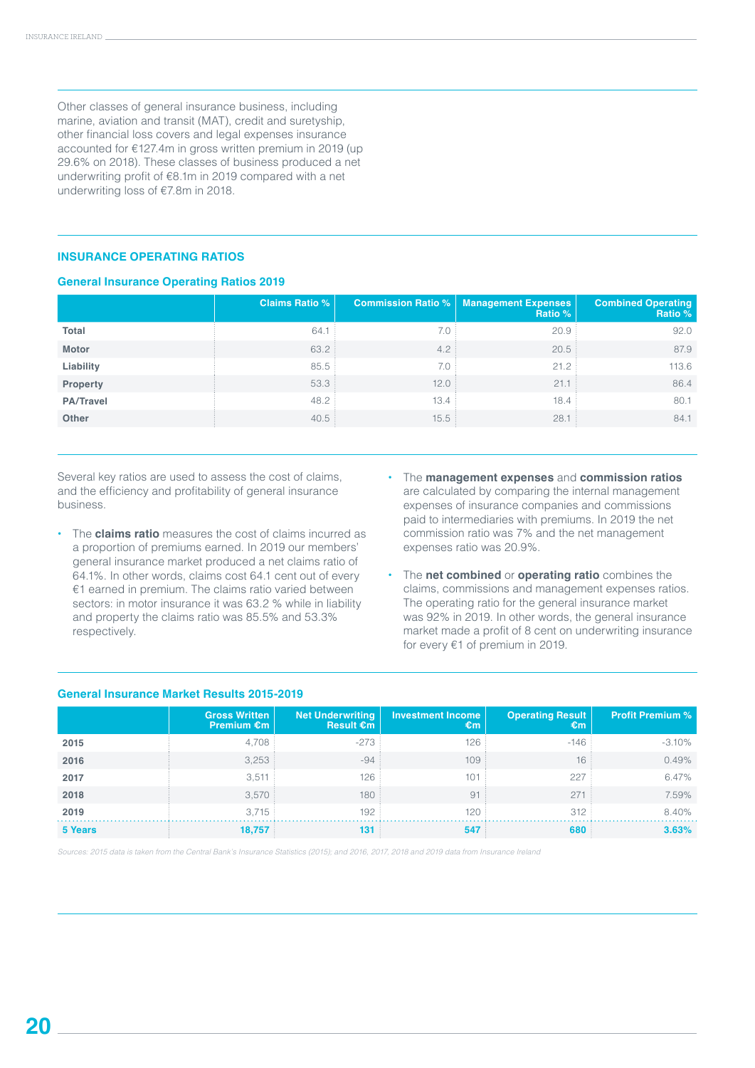Other classes of general insurance business, including marine, aviation and transit (MAT), credit and suretyship, other financial loss covers and legal expenses insurance accounted for €127.4m in gross written premium in 2019 (up 29.6% on 2018). These classes of business produced a net underwriting profit of €8.1m in 2019 compared with a net underwriting loss of €7.8m in 2018.

## INSURANCE OPERATING RATIOS

### General Insurance Operating Ratios 2019

| | Claims Ratio % | Commission Ratio % | Management Expenses Ratio % | Combined Operating Ratio % |
|---|---|---|---|---|
| **Total** | 64.1 | 7.0 | 20.9 | 92.0 |
| **Motor** | 63.2 | 4.2 | 20.5 | 87.9 |
| **Liability** | 85.5 | 7.0 | 21.2 | 113.6 |
| **Property** | 53.3 | 12.0 | 21.1 | 86.4 |
| **PA/Travel** | 48.2 | 13.4 | 18.4 | 80.1 |
| **Other** | 40.5 | 15.5 | 28.1 | 84.1 |

Several key ratios are used to assess the cost of claims, and the efficiency and profitability of general insurance business.

- The **claims ratio** measures the cost of claims incurred as a proportion of premiums earned. In 2019 our members' general insurance market produced a net claims ratio of 64.1%. In other words, claims cost 64.1 cent out of every €1 earned in premium. The claims ratio varied between sectors: in motor insurance it was 63.2 % while in liability and property the claims ratio was 85.5% and 53.3% respectively.
- The **management expenses** and **commission ratios** are calculated by comparing the internal management expenses of insurance companies and commissions paid to intermediaries with premiums. In 2019 the net commission ratio was 7% and the net management expenses ratio was 20.9%.
- The **net combined** or **operating ratio** combines the claims, commissions and management expenses ratios. The operating ratio for the general insurance market was 92% in 2019. In other words, the general insurance market made a profit of 8 cent on underwriting insurance for every €1 of premium in 2019.

### General Insurance Market Results 2015-2019

| | Gross Written Premium €m | Net Underwriting Result €m | Investment Income €m | Operating Result €m | Profit Premium % |
|---|---|---|---|---|---|
| **2015** | 4,708 | -273 | 126 | -146 | -3.10% |
| **2016** | 3,253 | -94 | 109 | 16 | 0.49% |
| **2017** | 3,511 | 126 | 101 | 227 | 6.47% |
| **2018** | 3,570 | 180 | 91 | 271 | 7.59% |
| **2019** | 3,715 | 192 | 120 | 312 | 8.40% |
| **5 Years** | **18,757** | **131** | **547** | **680** | **3.63%** |

*Sources: 2015 data is taken from the Central Bank's Insurance Statistics (2015); and 2016, 2017, 2018 and 2019 data from Insurance Ireland*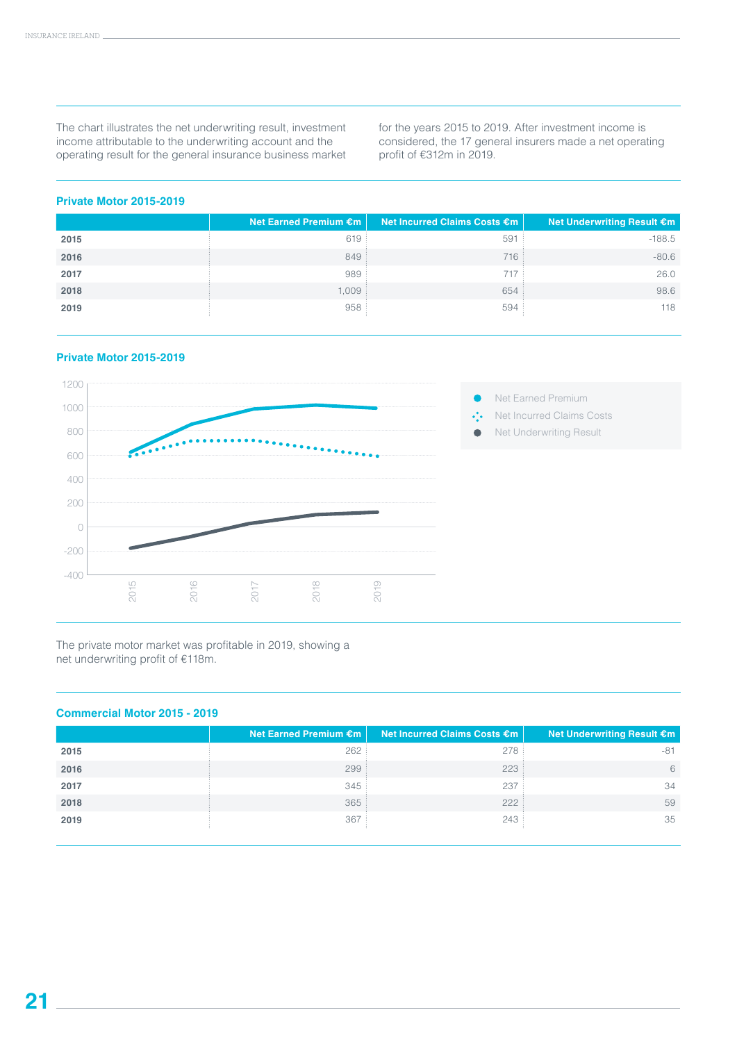The chart illustrates the net underwriting result, investment income attributable to the underwriting account and the operating result for the general insurance business market for the years 2015 to 2019. After investment income is considered, the 17 general insurers made a net operating profit of €312m in 2019.

### Private Motor 2015-2019

| | Net Earned Premium €m | Net Incurred Claims Costs €m | Net Underwriting Result €m |
|---|---|---|---|
| **2015** | 619 | 591 | -188.5 |
| **2016** | 849 | 716 | -80.6 |
| **2017** | 989 | 717 | 26.0 |
| **2018** | 1,009 | 654 | 98.6 |
| **2019** | 958 | 594 | 118 |

### Private Motor 2015-2019

The private motor market was profitable in 2019, showing a net underwriting profit of €118m.

### Commercial Motor 2015 - 2019

| | Net Earned Premium €m | Net Incurred Claims Costs €m | Net Underwriting Result €m |
|---|---|---|---|
| **2015** | 262 | 278 | -81 |
| **2016** | 299 | 223 | 6 |
| **2017** | 345 | 237 | 34 |
| **2018** | 365 | 222 | 59 |
| **2019** | 367 | 243 | 35 |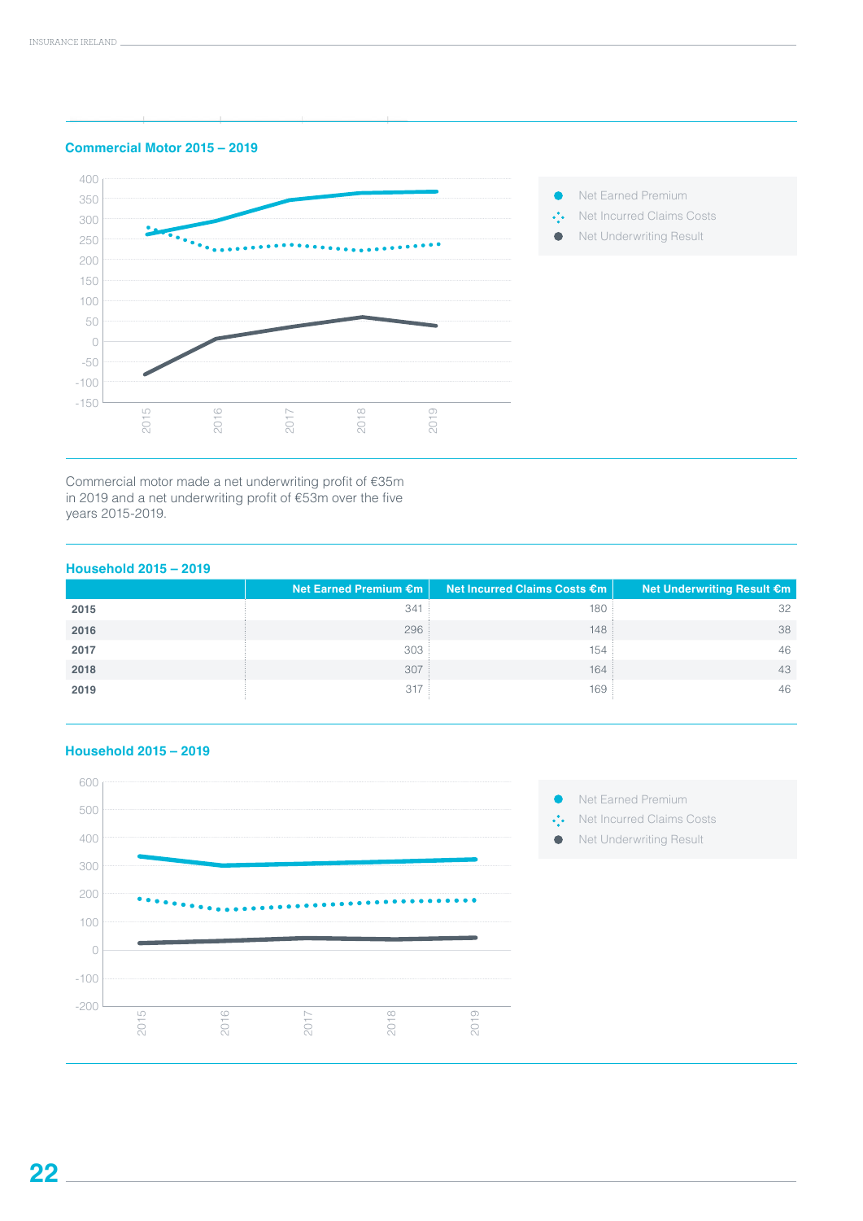## Commercial Motor 2015 – 2019

Commercial motor made a net underwriting profit of €35m in 2019 and a net underwriting profit of €53m over the five years 2015-2019.

## Household 2015 – 2019

| | Net Earned Premium €m | Net Incurred Claims Costs €m | Net Underwriting Result €m |
|---|---|---|---|
| **2015** | 341 | 180 | 32 |
| **2016** | 296 | 148 | 38 |
| **2017** | 303 | 154 | 46 |
| **2018** | 307 | 164 | 43 |
| **2019** | 317 | 169 | 46 |

## Household 2015 – 2019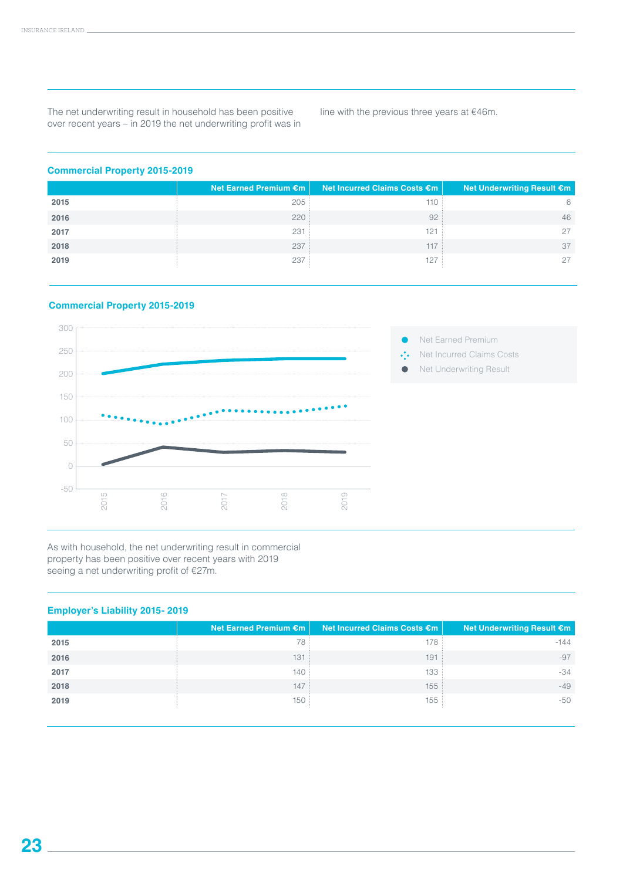The net underwriting result in household has been positive over recent years – in 2019 the net underwriting profit was in line with the previous three years at €46m.

### Commercial Property 2015-2019

| | Net Earned Premium €m | Net Incurred Claims Costs €m | Net Underwriting Result €m |
|---|---|---|---|
| **2015** | 205 | 110 | 6 |
| **2016** | 220 | 92 | 46 |
| **2017** | 231 | 121 | 27 |
| **2018** | 237 | 117 | 37 |
| **2019** | 237 | 127 | 27 |

### Commercial Property 2015-2019

As with household, the net underwriting result in commercial property has been positive over recent years with 2019 seeing a net underwriting profit of €27m.

### Employer's Liability 2015- 2019

| | Net Earned Premium €m | Net Incurred Claims Costs €m | Net Underwriting Result €m |
|---|---|---|---|
| **2015** | 78 | 178 | -144 |
| **2016** | 131 | 191 | -97 |
| **2017** | 140 | 133 | -34 |
| **2018** | 147 | 155 | -49 |
| **2019** | 150 | 155 | -50 |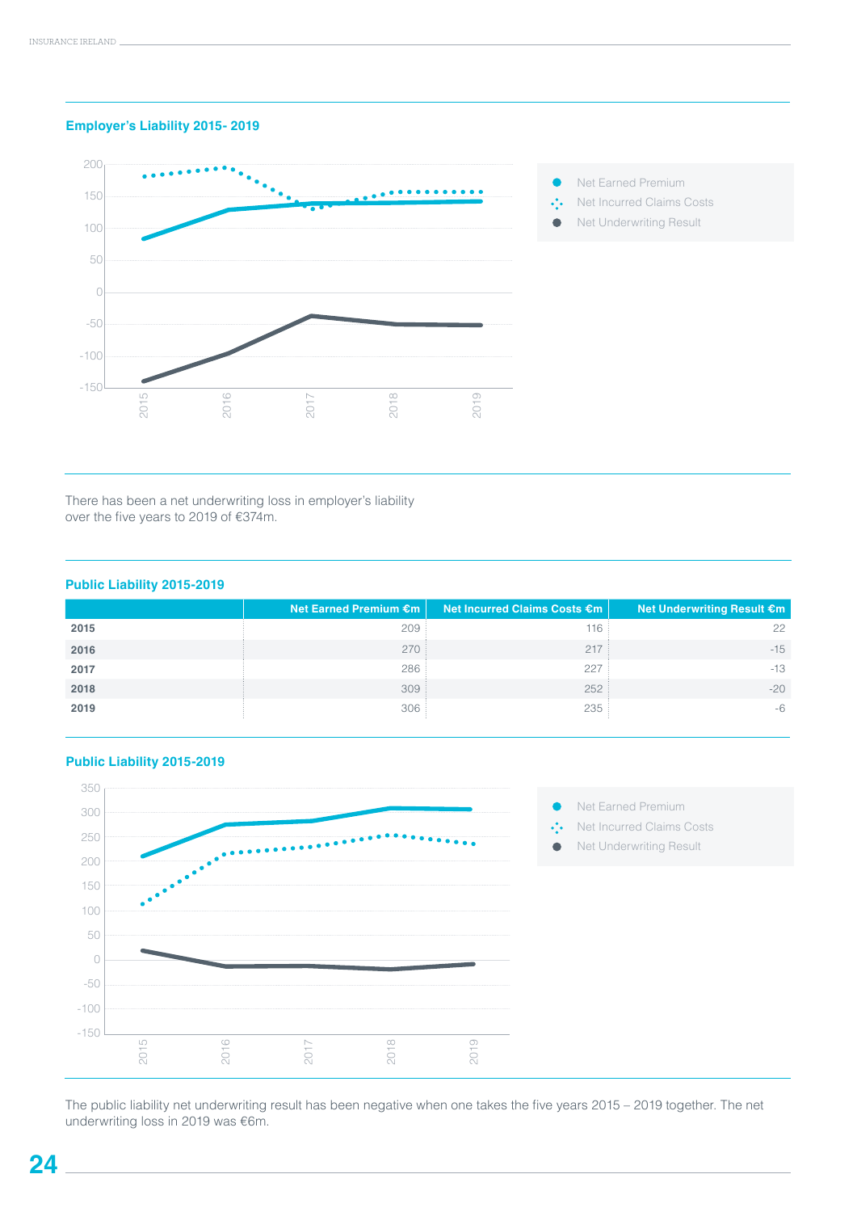## Employer's Liability 2015- 2019

There has been a net underwriting loss in employer's liability over the five years to 2019 of €374m.

## Public Liability 2015-2019

| | Net Earned Premium €m | Net Incurred Claims Costs €m | Net Underwriting Result €m |
|---|---|---|---|
| 2015 | 209 | 116 | 22 |
| 2016 | 270 | 217 | -15 |
| 2017 | 286 | 227 | -13 |
| 2018 | 309 | 252 | -20 |
| 2019 | 306 | 235 | -6 |

## Public Liability 2015-2019

The public liability net underwriting result has been negative when one takes the five years 2015 – 2019 together. The net underwriting loss in 2019 was €6m.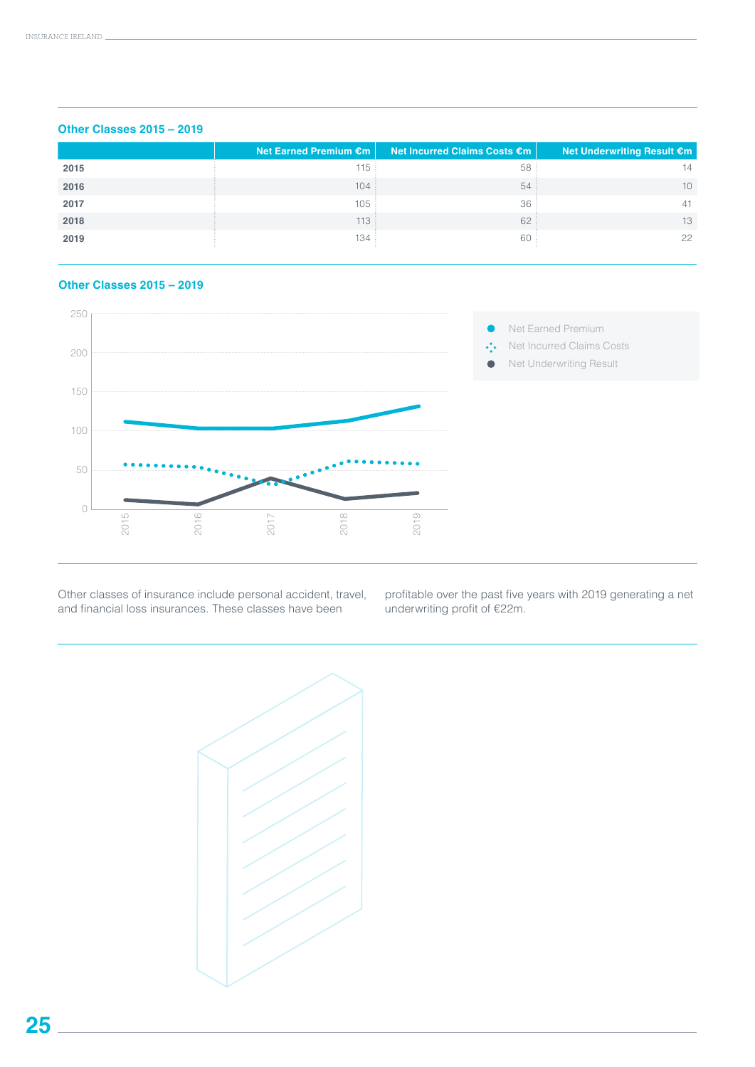### Other Classes 2015 – 2019

| | Net Earned Premium €m | Net Incurred Claims Costs €m | Net Underwriting Result €m |
|---|---|---|---|
| **2015** | 115 | 58 | 14 |
| **2016** | 104 | 54 | 10 |
| **2017** | 105 | 36 | 41 |
| **2018** | 113 | 62 | 13 |
| **2019** | 134 | 60 | 22 |

### Other Classes 2015 – 2019

Other classes of insurance include personal accident, travel, and financial loss insurances. These classes have been profitable over the past five years with 2019 generating a net underwriting profit of €22m.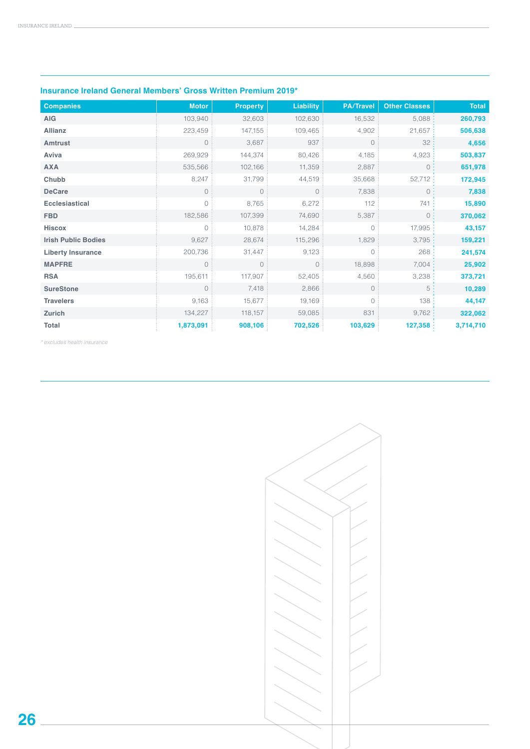### Insurance Ireland General Members' Gross Written Premium 2019*

| Companies | Motor | Property | Liability | PA/Travel | Other Classes | Total |
|---|---|---|---|---|---|---|
| **AIG** | 103,940 | 32,603 | 102,630 | 16,532 | 5,088 | **260,793** |
| **Allianz** | 223,459 | 147,155 | 109,465 | 4,902 | 21,657 | **506,638** |
| **Amtrust** | 0 | 3,687 | 937 | 0 | 32 | **4,656** |
| **Aviva** | 269,929 | 144,374 | 80,426 | 4,185 | 4,923 | **503,837** |
| **AXA** | 535,566 | 102,166 | 11,359 | 2,887 | 0 | **651,978** |
| **Chubb** | 8,247 | 31,799 | 44,519 | 35,668 | 52,712 | **172,945** |
| **DeCare** | 0 | 0 | 0 | 7,838 | 0 | **7,838** |
| **Ecclesiastical** | 0 | 8,765 | 6,272 | 112 | 741 | **15,890** |
| **FBD** | 182,586 | 107,399 | 74,690 | 5,387 | 0 | **370,062** |
| **Hiscox** | 0 | 10,878 | 14,284 | 0 | 17,995 | **43,157** |
| **Irish Public Bodies** | 9,627 | 28,674 | 115,296 | 1,829 | 3,795 | **159,221** |
| **Liberty Insurance** | 200,736 | 31,447 | 9,123 | 0 | 268 | **241,574** |
| **MAPFRE** | 0 | 0 | 0 | 18,898 | 7,004 | **25,902** |
| **RSA** | 195,611 | 117,907 | 52,405 | 4,560 | 3,238 | **373,721** |
| **SureStone** | 0 | 7,418 | 2,866 | 0 | 5 | **10,289** |
| **Travelers** | 9,163 | 15,677 | 19,169 | 0 | 138 | **44,147** |
| **Zurich** | 134,227 | 118,157 | 59,085 | 831 | 9,762 | **322,062** |
| **Total** | **1,873,091** | **908,106** | **702,526** | **103,629** | **127,358** | **3,714,710** |

*\* excludes health insurance*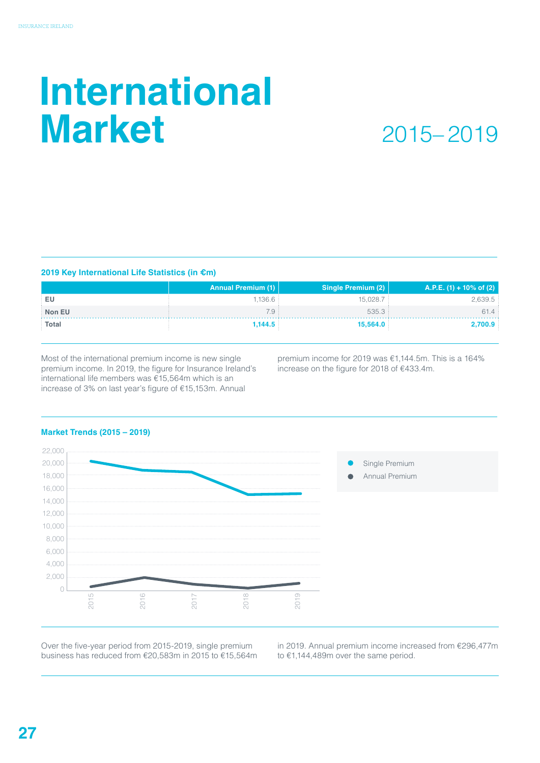# International Market

## 2015– 2019

**2019 Key International Life Statistics (in €m)**

| | Annual Premium (1) | Single Premium (2) | A.P.E. (1) + 10% of (2) |
|---|---|---|---|
| EU | 1,136.6 | 15,028.7 | 2,639.5 |
| Non EU | 7.9 | 535.3 | 61.4 |
| **Total** | **1,144.5** | **15,564.0** | **2,700.9** |

Most of the international premium income is new single premium income. In 2019, the figure for Insurance Ireland's international life members was €15,564m which is an increase of 3% on last year's figure of €15,153m. Annual premium income for 2019 was €1,144.5m. This is a 164% increase on the figure for 2018 of €433.4m.

**Market Trends (2015 – 2019)**

Over the five-year period from 2015-2019, single premium business has reduced from €20,583m in 2015 to €15,564m in 2019. Annual premium income increased from €296,477m to €1,144,489m over the same period.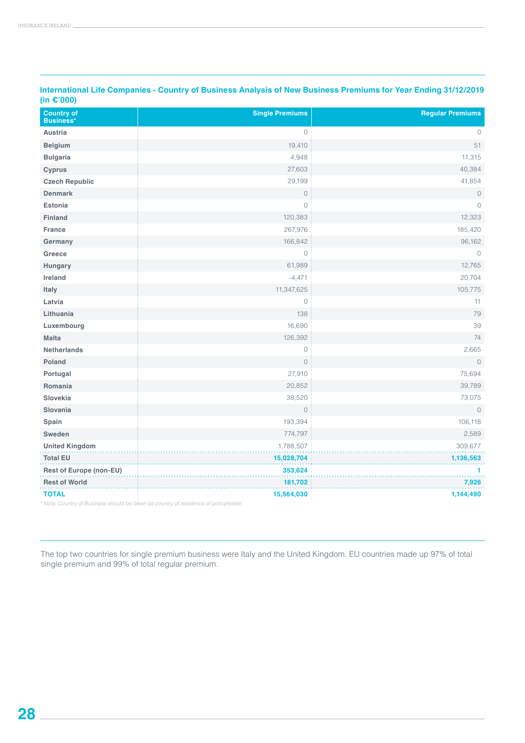**International Life Companies - Country of Business Analysis of New Business Premiums for Year Ending 31/12/2019 (in €'000)**

| Country of Business* | Single Premiums | Regular Premiums |
|---|---|---|
| Austria | 0 | 0 |
| Belgium | 19,410 | 51 |
| Bulgaria | 4,948 | 11,315 |
| Cyprus | 27,603 | 40,384 |
| Czech Republic | 29,199 | 41,854 |
| Denmark | 0 | 0 |
| Estonia | 0 | 0 |
| Finland | 120,383 | 12,323 |
| France | 267,976 | 185,420 |
| Germany | 166,842 | 96,162 |
| Greece | 0 | 0 |
| Hungary | 61,989 | 12,765 |
| Ireland | -4,471 | 20,704 |
| Italy | 11,347,625 | 105,775 |
| Latvia | 0 | 11 |
| Lithuania | 138 | 79 |
| Luxembourg | 16,690 | 39 |
| Malta | 126,392 | 74 |
| Netherlands | 0 | 2,665 |
| Poland | 0 | 0 |
| Portugal | 27,910 | 75,694 |
| Romania | 20,852 | 39,789 |
| Slovekia | 38,520 | 73,075 |
| Slovania | 0 | 0 |
| Spain | 193,394 | 106,118 |
| Sweden | 774,797 | 2,589 |
| United Kingdom | 1,788,507 | 309,677 |
| **Total EU** | **15,028,704** | **1,136,563** |
| **Rest of Europe (non-EU)** | **353,624** | **1** |
| **Rest of World** | **181,702** | **7,926** |
| **TOTAL** | **15,564,030** | **1,144,490** |

*\* Note: Country of Business should be taken as country of residence of policyholder.*

The top two countries for single premium business were Italy and the United Kingdom. EU countries made up 97% of total single premium and 99% of total regular premium.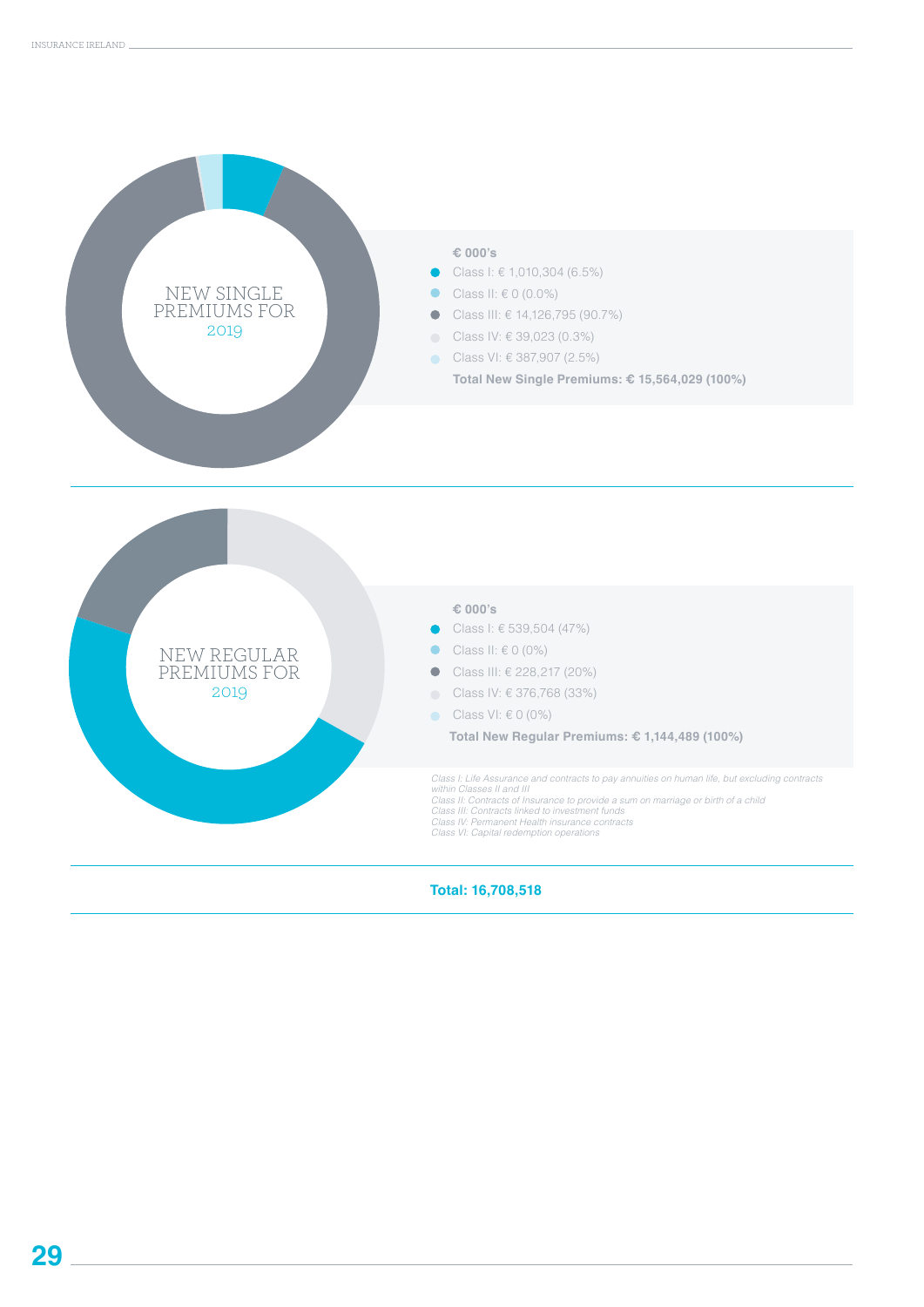## NEW SINGLE PREMIUMS FOR 2019

**€ 000's**

- Class I: € 1,010,304 (6.5%)
- Class II: € 0 (0.0%)
- Class III: € 14,126,795 (90.7%)
- Class IV: € 39,023 (0.3%)
- Class VI: € 387,907 (2.5%)

**Total New Single Premiums: € 15,564,029 (100%)**

## NEW REGULAR PREMIUMS FOR 2019

**€ 000's**

- Class I: € 539,504 (47%)
- Class II: € 0 (0%)
- Class III: € 228,217 (20%)
- Class IV: € 376,768 (33%)
- Class VI: € 0 (0%)

**Total New Regular Premiums: € 1,144,489 (100%)**

*Class I: Life Assurance and contracts to pay annuities on human life, but excluding contracts within Classes II and III*
*Class II: Contracts of Insurance to provide a sum on marriage or birth of a child*
*Class III: Contracts linked to investment funds*
*Class IV: Permanent Health insurance contracts*
*Class VI: Capital redemption operations*

**Total: 16,708,518**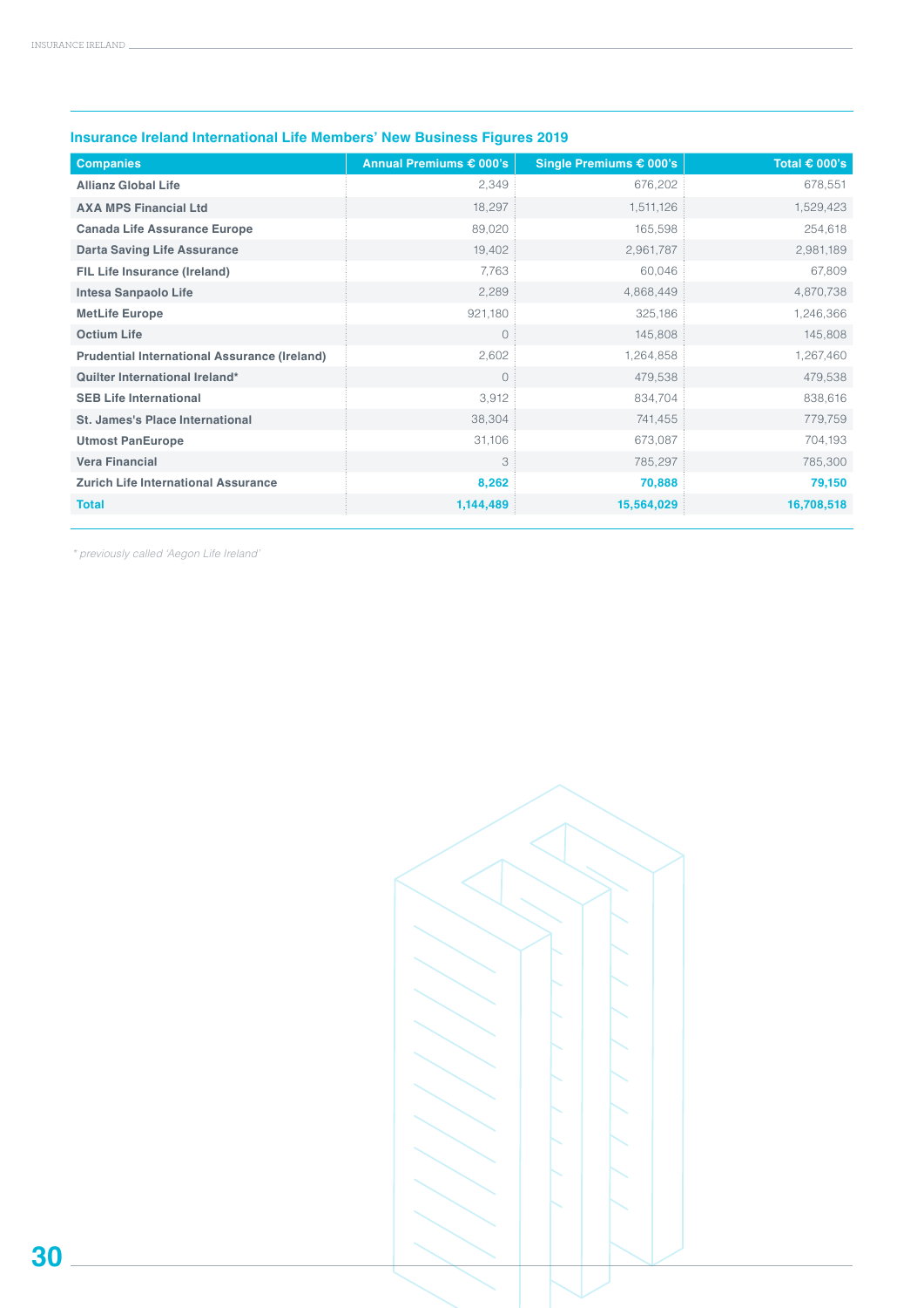## Insurance Ireland International Life Members' New Business Figures 2019

| Companies | Annual Premiums € 000's | Single Premiums € 000's | Total € 000's |
|---|---|---|---|
| **Allianz Global Life** | 2,349 | 676,202 | 678,551 |
| **AXA MPS Financial Ltd** | 18,297 | 1,511,126 | 1,529,423 |
| **Canada Life Assurance Europe** | 89,020 | 165,598 | 254,618 |
| **Darta Saving Life Assurance** | 19,402 | 2,961,787 | 2,981,189 |
| **FIL Life Insurance (Ireland)** | 7,763 | 60,046 | 67,809 |
| **Intesa Sanpaolo Life** | 2,289 | 4,868,449 | 4,870,738 |
| **MetLife Europe** | 921,180 | 325,186 | 1,246,366 |
| **Octium Life** | 0 | 145,808 | 145,808 |
| **Prudential International Assurance (Ireland)** | 2,602 | 1,264,858 | 1,267,460 |
| **Quilter International Ireland*** | 0 | 479,538 | 479,538 |
| **SEB Life International** | 3,912 | 834,704 | 838,616 |
| **St. James's Place International** | 38,304 | 741,455 | 779,759 |
| **Utmost PanEurope** | 31,106 | 673,087 | 704,193 |
| **Vera Financial** | 3 | 785,297 | 785,300 |
| **Zurich Life International Assurance** | **8,262** | **70,888** | **79,150** |
| **Total** | **1,144,489** | **15,564,029** | **16,708,518** |

*\* previously called 'Aegon Life Ireland'*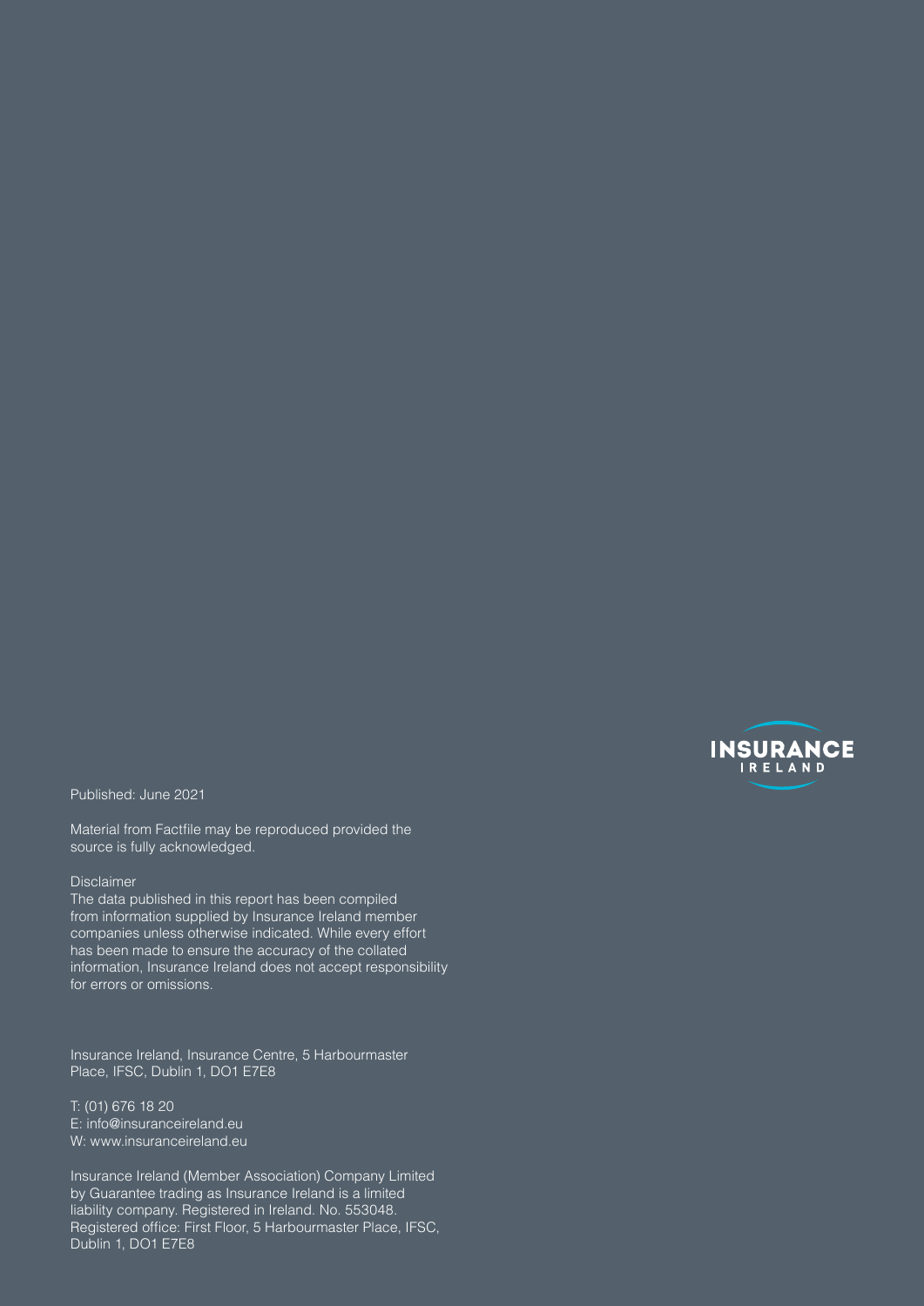INSURANCE IRELAND

Published: June 2021

Material from Factfile may be reproduced provided the source is fully acknowledged.

Disclaimer
The data published in this report has been compiled from information supplied by Insurance Ireland member companies unless otherwise indicated. While every effort has been made to ensure the accuracy of the collated information, Insurance Ireland does not accept responsibility for errors or omissions.

Insurance Ireland, Insurance Centre, 5 Harbourmaster Place, IFSC, Dublin 1, DO1 E7E8

T: (01) 676 18 20
E: info@insuranceireland.eu
W: www.insuranceireland.eu

Insurance Ireland (Member Association) Company Limited by Guarantee trading as Insurance Ireland is a limited liability company. Registered in Ireland. No. 553048. Registered office: First Floor, 5 Harbourmaster Place, IFSC, Dublin 1, DO1 E7E8